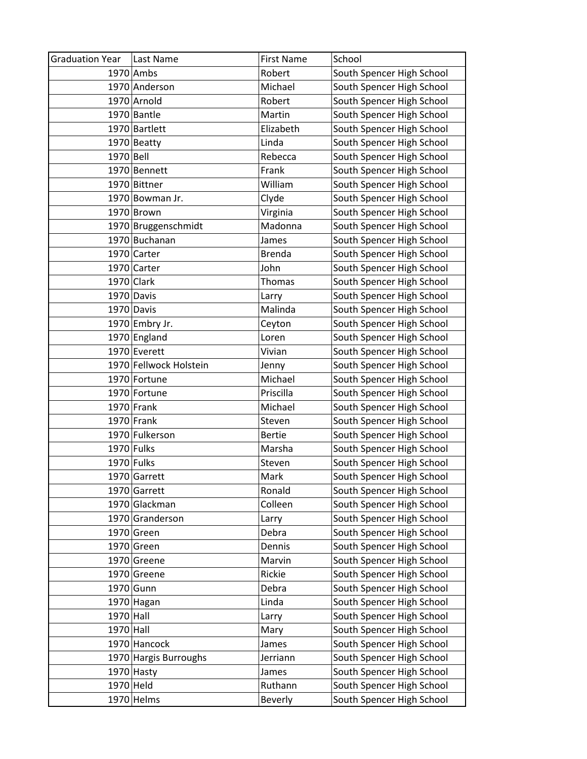| Graduation Year | Last Name | First Name | School |
|---|---|---|---|
| 1970 | Ambs | Robert | South Spencer High School |
| 1970 | Anderson | Michael | South Spencer High School |
| 1970 | Arnold | Robert | South Spencer High School |
| 1970 | Bantle | Martin | South Spencer High School |
| 1970 | Bartlett | Elizabeth | South Spencer High School |
| 1970 | Beatty | Linda | South Spencer High School |
| 1970 | Bell | Rebecca | South Spencer High School |
| 1970 | Bennett | Frank | South Spencer High School |
| 1970 | Bittner | William | South Spencer High School |
| 1970 | Bowman Jr. | Clyde | South Spencer High School |
| 1970 | Brown | Virginia | South Spencer High School |
| 1970 | Bruggenschmidt | Madonna | South Spencer High School |
| 1970 | Buchanan | James | South Spencer High School |
| 1970 | Carter | Brenda | South Spencer High School |
| 1970 | Carter | John | South Spencer High School |
| 1970 | Clark | Thomas | South Spencer High School |
| 1970 | Davis | Larry | South Spencer High School |
| 1970 | Davis | Malinda | South Spencer High School |
| 1970 | Embry Jr. | Ceyton | South Spencer High School |
| 1970 | England | Loren | South Spencer High School |
| 1970 | Everett | Vivian | South Spencer High School |
| 1970 | Fellwock Holstein | Jenny | South Spencer High School |
| 1970 | Fortune | Michael | South Spencer High School |
| 1970 | Fortune | Priscilla | South Spencer High School |
| 1970 | Frank | Michael | South Spencer High School |
| 1970 | Frank | Steven | South Spencer High School |
| 1970 | Fulkerson | Bertie | South Spencer High School |
| 1970 | Fulks | Marsha | South Spencer High School |
| 1970 | Fulks | Steven | South Spencer High School |
| 1970 | Garrett | Mark | South Spencer High School |
| 1970 | Garrett | Ronald | South Spencer High School |
| 1970 | Glackman | Colleen | South Spencer High School |
| 1970 | Granderson | Larry | South Spencer High School |
| 1970 | Green | Debra | South Spencer High School |
| 1970 | Green | Dennis | South Spencer High School |
| 1970 | Greene | Marvin | South Spencer High School |
| 1970 | Greene | Rickie | South Spencer High School |
| 1970 | Gunn | Debra | South Spencer High School |
| 1970 | Hagan | Linda | South Spencer High School |
| 1970 | Hall | Larry | South Spencer High School |
| 1970 | Hall | Mary | South Spencer High School |
| 1970 | Hancock | James | South Spencer High School |
| 1970 | Hargis Burroughs | Jerriann | South Spencer High School |
| 1970 | Hasty | James | South Spencer High School |
| 1970 | Held | Ruthann | South Spencer High School |
| 1970 | Helms | Beverly | South Spencer High School |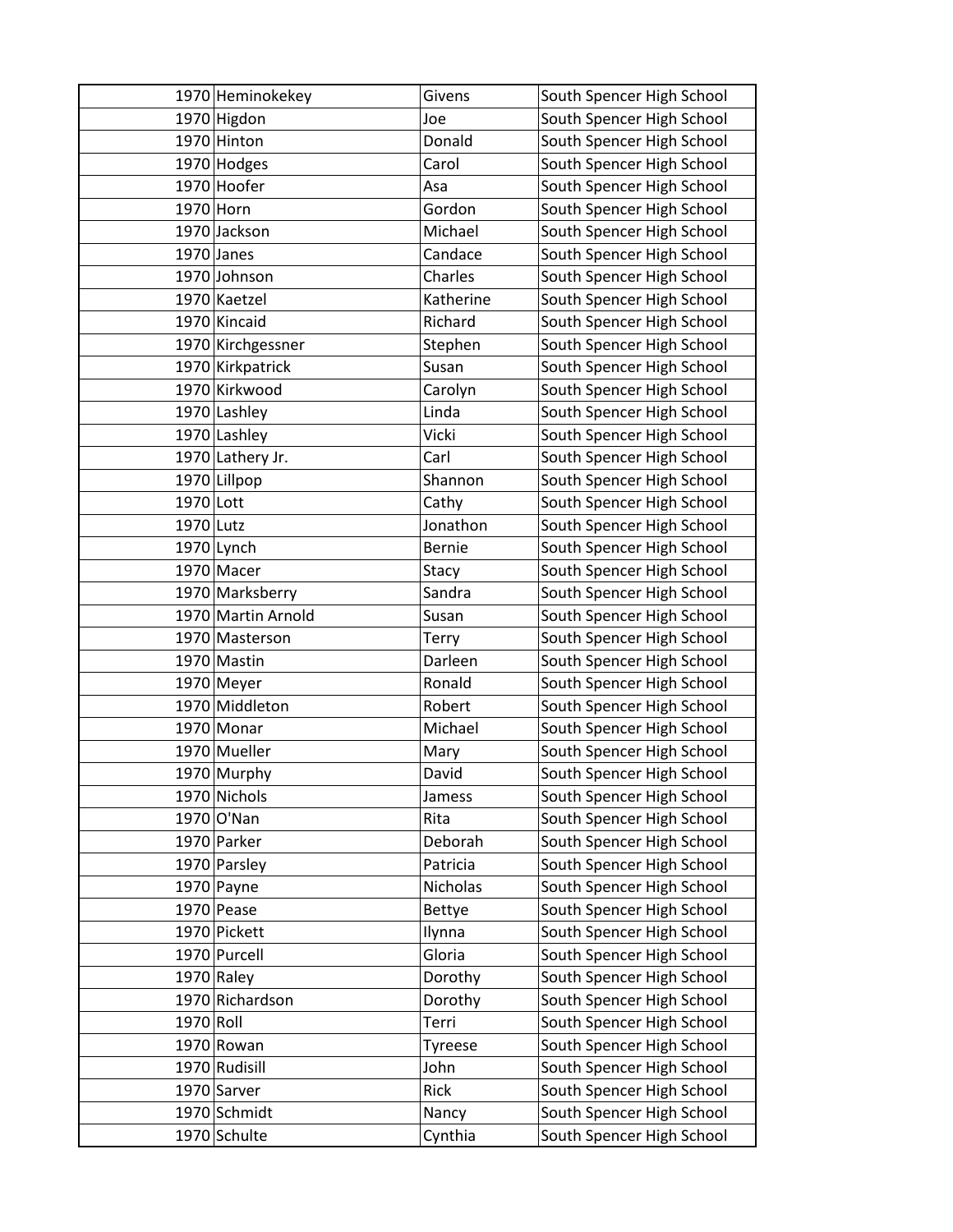| | | | |
|---|---|---|---|
| 1970 | Heminokekey | Givens | South Spencer High School |
| 1970 | Higdon | Joe | South Spencer High School |
| 1970 | Hinton | Donald | South Spencer High School |
| 1970 | Hodges | Carol | South Spencer High School |
| 1970 | Hoofer | Asa | South Spencer High School |
| 1970 | Horn | Gordon | South Spencer High School |
| 1970 | Jackson | Michael | South Spencer High School |
| 1970 | Janes | Candace | South Spencer High School |
| 1970 | Johnson | Charles | South Spencer High School |
| 1970 | Kaetzel | Katherine | South Spencer High School |
| 1970 | Kincaid | Richard | South Spencer High School |
| 1970 | Kirchgessner | Stephen | South Spencer High School |
| 1970 | Kirkpatrick | Susan | South Spencer High School |
| 1970 | Kirkwood | Carolyn | South Spencer High School |
| 1970 | Lashley | Linda | South Spencer High School |
| 1970 | Lashley | Vicki | South Spencer High School |
| 1970 | Lathery Jr. | Carl | South Spencer High School |
| 1970 | Lillpop | Shannon | South Spencer High School |
| 1970 | Lott | Cathy | South Spencer High School |
| 1970 | Lutz | Jonathon | South Spencer High School |
| 1970 | Lynch | Bernie | South Spencer High School |
| 1970 | Macer | Stacy | South Spencer High School |
| 1970 | Marksberry | Sandra | South Spencer High School |
| 1970 | Martin Arnold | Susan | South Spencer High School |
| 1970 | Masterson | Terry | South Spencer High School |
| 1970 | Mastin | Darleen | South Spencer High School |
| 1970 | Meyer | Ronald | South Spencer High School |
| 1970 | Middleton | Robert | South Spencer High School |
| 1970 | Monar | Michael | South Spencer High School |
| 1970 | Mueller | Mary | South Spencer High School |
| 1970 | Murphy | David | South Spencer High School |
| 1970 | Nichols | Jamess | South Spencer High School |
| 1970 | O'Nan | Rita | South Spencer High School |
| 1970 | Parker | Deborah | South Spencer High School |
| 1970 | Parsley | Patricia | South Spencer High School |
| 1970 | Payne | Nicholas | South Spencer High School |
| 1970 | Pease | Bettye | South Spencer High School |
| 1970 | Pickett | Ilynna | South Spencer High School |
| 1970 | Purcell | Gloria | South Spencer High School |
| 1970 | Raley | Dorothy | South Spencer High School |
| 1970 | Richardson | Dorothy | South Spencer High School |
| 1970 | Roll | Terri | South Spencer High School |
| 1970 | Rowan | Tyreese | South Spencer High School |
| 1970 | Rudisill | John | South Spencer High School |
| 1970 | Sarver | Rick | South Spencer High School |
| 1970 | Schmidt | Nancy | South Spencer High School |
| 1970 | Schulte | Cynthia | South Spencer High School |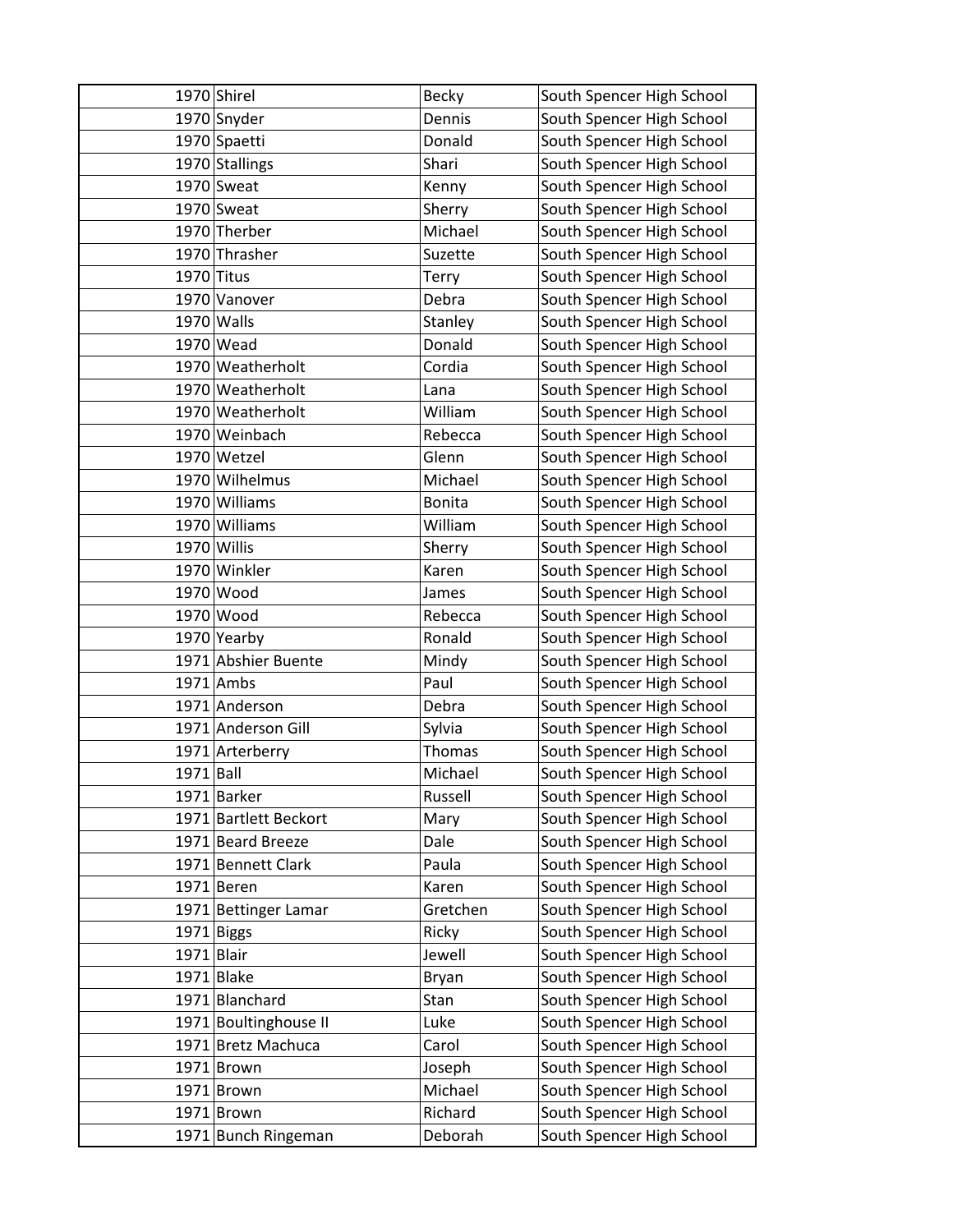| | | | |
|---|---|---|---|
| 1970 | Shirel | Becky | South Spencer High School |
| 1970 | Snyder | Dennis | South Spencer High School |
| 1970 | Spaetti | Donald | South Spencer High School |
| 1970 | Stallings | Shari | South Spencer High School |
| 1970 | Sweat | Kenny | South Spencer High School |
| 1970 | Sweat | Sherry | South Spencer High School |
| 1970 | Therber | Michael | South Spencer High School |
| 1970 | Thrasher | Suzette | South Spencer High School |
| 1970 | Titus | Terry | South Spencer High School |
| 1970 | Vanover | Debra | South Spencer High School |
| 1970 | Walls | Stanley | South Spencer High School |
| 1970 | Wead | Donald | South Spencer High School |
| 1970 | Weatherholt | Cordia | South Spencer High School |
| 1970 | Weatherholt | Lana | South Spencer High School |
| 1970 | Weatherholt | William | South Spencer High School |
| 1970 | Weinbach | Rebecca | South Spencer High School |
| 1970 | Wetzel | Glenn | South Spencer High School |
| 1970 | Wilhelmus | Michael | South Spencer High School |
| 1970 | Williams | Bonita | South Spencer High School |
| 1970 | Williams | William | South Spencer High School |
| 1970 | Willis | Sherry | South Spencer High School |
| 1970 | Winkler | Karen | South Spencer High School |
| 1970 | Wood | James | South Spencer High School |
| 1970 | Wood | Rebecca | South Spencer High School |
| 1970 | Yearby | Ronald | South Spencer High School |
| 1971 | Abshier Buente | Mindy | South Spencer High School |
| 1971 | Ambs | Paul | South Spencer High School |
| 1971 | Anderson | Debra | South Spencer High School |
| 1971 | Anderson Gill | Sylvia | South Spencer High School |
| 1971 | Arterberry | Thomas | South Spencer High School |
| 1971 | Ball | Michael | South Spencer High School |
| 1971 | Barker | Russell | South Spencer High School |
| 1971 | Bartlett Beckort | Mary | South Spencer High School |
| 1971 | Beard Breeze | Dale | South Spencer High School |
| 1971 | Bennett Clark | Paula | South Spencer High School |
| 1971 | Beren | Karen | South Spencer High School |
| 1971 | Bettinger Lamar | Gretchen | South Spencer High School |
| 1971 | Biggs | Ricky | South Spencer High School |
| 1971 | Blair | Jewell | South Spencer High School |
| 1971 | Blake | Bryan | South Spencer High School |
| 1971 | Blanchard | Stan | South Spencer High School |
| 1971 | Boultinghouse II | Luke | South Spencer High School |
| 1971 | Bretz Machuca | Carol | South Spencer High School |
| 1971 | Brown | Joseph | South Spencer High School |
| 1971 | Brown | Michael | South Spencer High School |
| 1971 | Brown | Richard | South Spencer High School |
| 1971 | Bunch Ringeman | Deborah | South Spencer High School |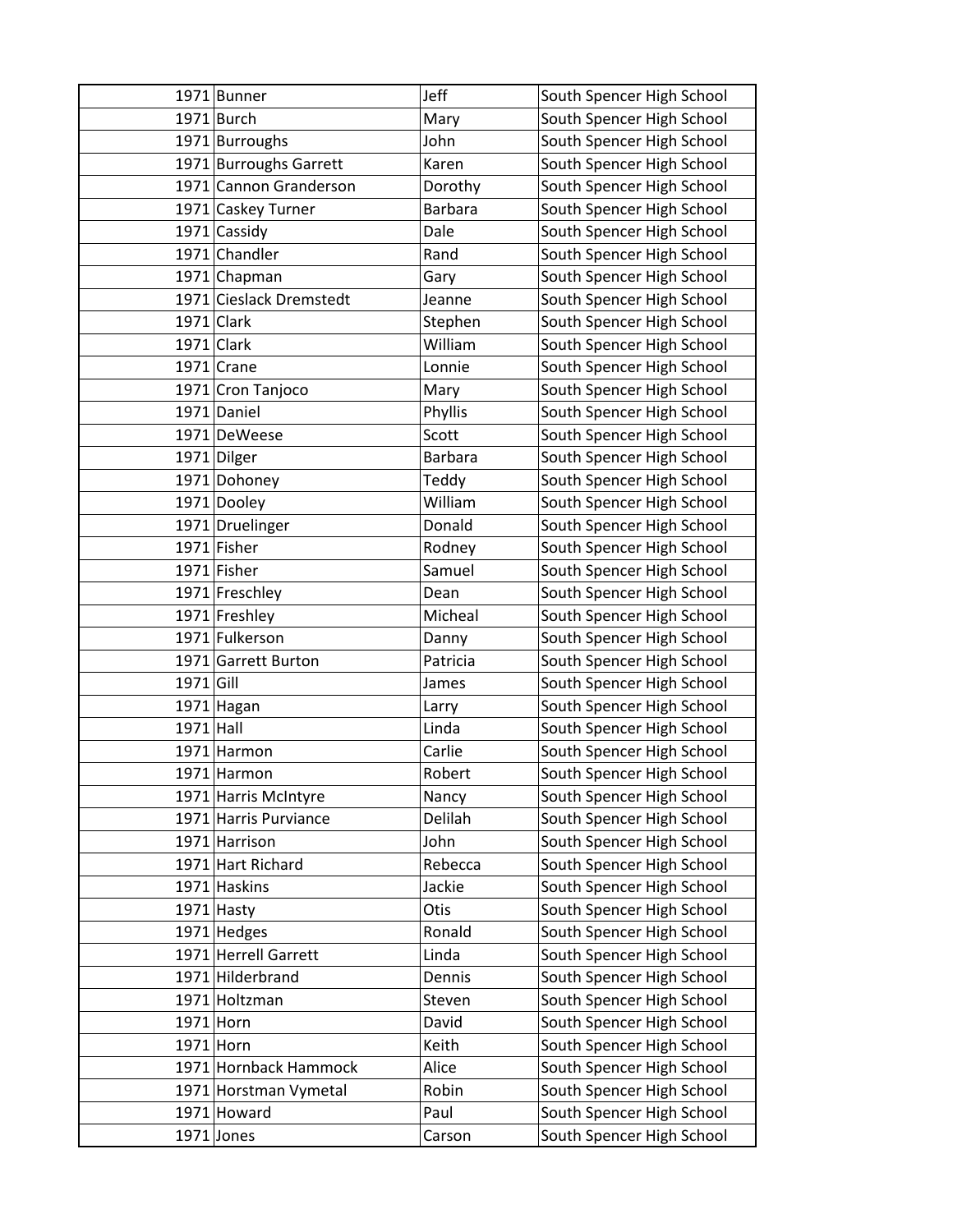| | | | |
|---|---|---|---|
| 1971 | Bunner | Jeff | South Spencer High School |
| 1971 | Burch | Mary | South Spencer High School |
| 1971 | Burroughs | John | South Spencer High School |
| 1971 | Burroughs Garrett | Karen | South Spencer High School |
| 1971 | Cannon Granderson | Dorothy | South Spencer High School |
| 1971 | Caskey Turner | Barbara | South Spencer High School |
| 1971 | Cassidy | Dale | South Spencer High School |
| 1971 | Chandler | Rand | South Spencer High School |
| 1971 | Chapman | Gary | South Spencer High School |
| 1971 | Cieslack Dremstedt | Jeanne | South Spencer High School |
| 1971 | Clark | Stephen | South Spencer High School |
| 1971 | Clark | William | South Spencer High School |
| 1971 | Crane | Lonnie | South Spencer High School |
| 1971 | Cron Tanjoco | Mary | South Spencer High School |
| 1971 | Daniel | Phyllis | South Spencer High School |
| 1971 | DeWeese | Scott | South Spencer High School |
| 1971 | Dilger | Barbara | South Spencer High School |
| 1971 | Dohoney | Teddy | South Spencer High School |
| 1971 | Dooley | William | South Spencer High School |
| 1971 | Druelinger | Donald | South Spencer High School |
| 1971 | Fisher | Rodney | South Spencer High School |
| 1971 | Fisher | Samuel | South Spencer High School |
| 1971 | Freschley | Dean | South Spencer High School |
| 1971 | Freshley | Micheal | South Spencer High School |
| 1971 | Fulkerson | Danny | South Spencer High School |
| 1971 | Garrett Burton | Patricia | South Spencer High School |
| 1971 | Gill | James | South Spencer High School |
| 1971 | Hagan | Larry | South Spencer High School |
| 1971 | Hall | Linda | South Spencer High School |
| 1971 | Harmon | Carlie | South Spencer High School |
| 1971 | Harmon | Robert | South Spencer High School |
| 1971 | Harris McIntyre | Nancy | South Spencer High School |
| 1971 | Harris Purviance | Delilah | South Spencer High School |
| 1971 | Harrison | John | South Spencer High School |
| 1971 | Hart Richard | Rebecca | South Spencer High School |
| 1971 | Haskins | Jackie | South Spencer High School |
| 1971 | Hasty | Otis | South Spencer High School |
| 1971 | Hedges | Ronald | South Spencer High School |
| 1971 | Herrell Garrett | Linda | South Spencer High School |
| 1971 | Hilderbrand | Dennis | South Spencer High School |
| 1971 | Holtzman | Steven | South Spencer High School |
| 1971 | Horn | David | South Spencer High School |
| 1971 | Horn | Keith | South Spencer High School |
| 1971 | Hornback Hammock | Alice | South Spencer High School |
| 1971 | Horstman Vymetal | Robin | South Spencer High School |
| 1971 | Howard | Paul | South Spencer High School |
| 1971 | Jones | Carson | South Spencer High School |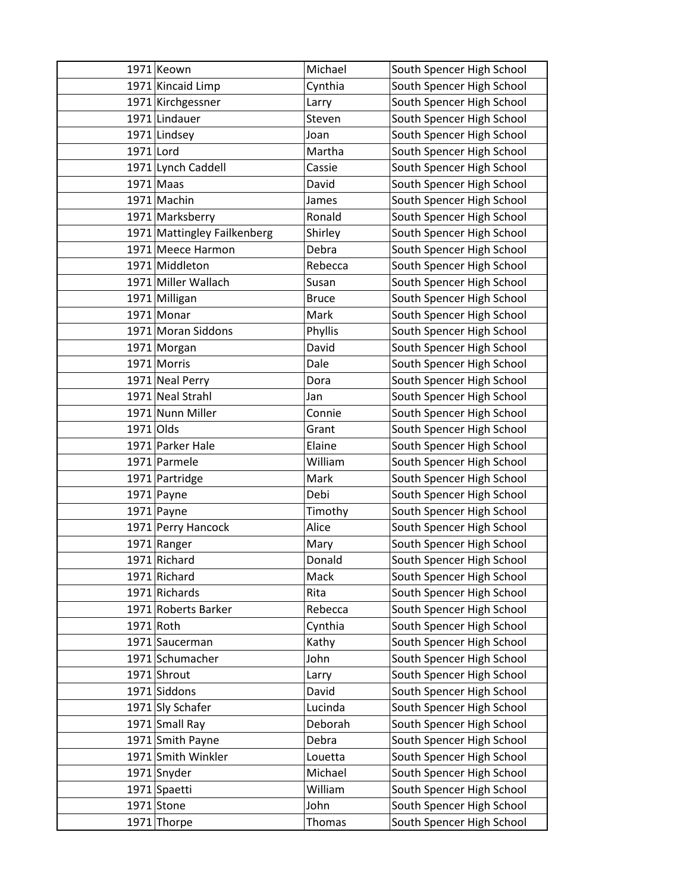| | | | |
|---|---|---|---|
| 1971 | Keown | Michael | South Spencer High School |
| 1971 | Kincaid Limp | Cynthia | South Spencer High School |
| 1971 | Kirchgessner | Larry | South Spencer High School |
| 1971 | Lindauer | Steven | South Spencer High School |
| 1971 | Lindsey | Joan | South Spencer High School |
| 1971 | Lord | Martha | South Spencer High School |
| 1971 | Lynch Caddell | Cassie | South Spencer High School |
| 1971 | Maas | David | South Spencer High School |
| 1971 | Machin | James | South Spencer High School |
| 1971 | Marksberry | Ronald | South Spencer High School |
| 1971 | Mattingley Failkenberg | Shirley | South Spencer High School |
| 1971 | Meece Harmon | Debra | South Spencer High School |
| 1971 | Middleton | Rebecca | South Spencer High School |
| 1971 | Miller Wallach | Susan | South Spencer High School |
| 1971 | Milligan | Bruce | South Spencer High School |
| 1971 | Monar | Mark | South Spencer High School |
| 1971 | Moran Siddons | Phyllis | South Spencer High School |
| 1971 | Morgan | David | South Spencer High School |
| 1971 | Morris | Dale | South Spencer High School |
| 1971 | Neal Perry | Dora | South Spencer High School |
| 1971 | Neal Strahl | Jan | South Spencer High School |
| 1971 | Nunn Miller | Connie | South Spencer High School |
| 1971 | Olds | Grant | South Spencer High School |
| 1971 | Parker Hale | Elaine | South Spencer High School |
| 1971 | Parmele | William | South Spencer High School |
| 1971 | Partridge | Mark | South Spencer High School |
| 1971 | Payne | Debi | South Spencer High School |
| 1971 | Payne | Timothy | South Spencer High School |
| 1971 | Perry Hancock | Alice | South Spencer High School |
| 1971 | Ranger | Mary | South Spencer High School |
| 1971 | Richard | Donald | South Spencer High School |
| 1971 | Richard | Mack | South Spencer High School |
| 1971 | Richards | Rita | South Spencer High School |
| 1971 | Roberts Barker | Rebecca | South Spencer High School |
| 1971 | Roth | Cynthia | South Spencer High School |
| 1971 | Saucerman | Kathy | South Spencer High School |
| 1971 | Schumacher | John | South Spencer High School |
| 1971 | Shrout | Larry | South Spencer High School |
| 1971 | Siddons | David | South Spencer High School |
| 1971 | Sly Schafer | Lucinda | South Spencer High School |
| 1971 | Small Ray | Deborah | South Spencer High School |
| 1971 | Smith Payne | Debra | South Spencer High School |
| 1971 | Smith Winkler | Louetta | South Spencer High School |
| 1971 | Snyder | Michael | South Spencer High School |
| 1971 | Spaetti | William | South Spencer High School |
| 1971 | Stone | John | South Spencer High School |
| 1971 | Thorpe | Thomas | South Spencer High School |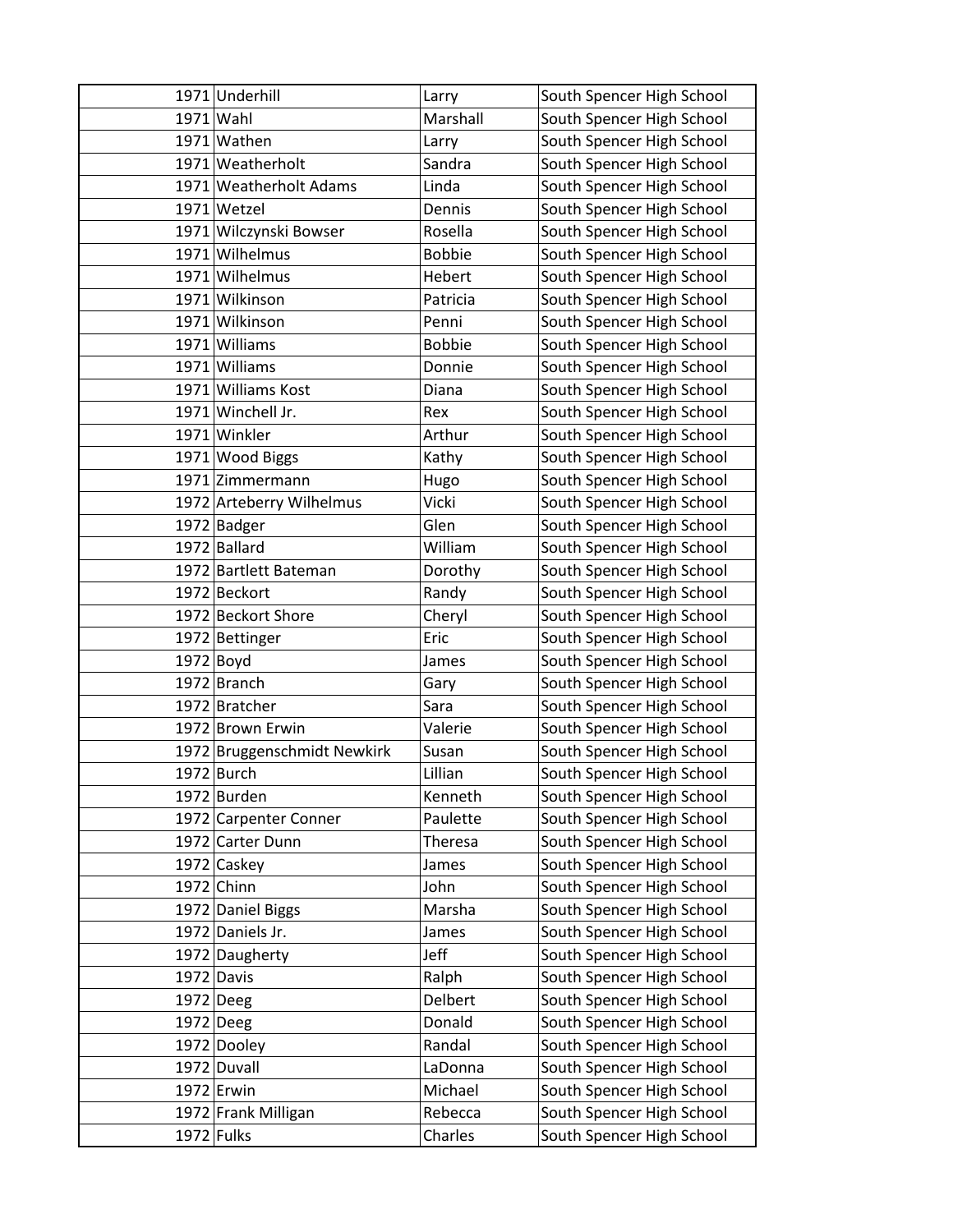| 1971 | Underhill | Larry | South Spencer High School |
|---|---|---|---|
| 1971 | Wahl | Marshall | South Spencer High School |
| 1971 | Wathen | Larry | South Spencer High School |
| 1971 | Weatherholt | Sandra | South Spencer High School |
| 1971 | Weatherholt Adams | Linda | South Spencer High School |
| 1971 | Wetzel | Dennis | South Spencer High School |
| 1971 | Wilczynski Bowser | Rosella | South Spencer High School |
| 1971 | Wilhelmus | Bobbie | South Spencer High School |
| 1971 | Wilhelmus | Hebert | South Spencer High School |
| 1971 | Wilkinson | Patricia | South Spencer High School |
| 1971 | Wilkinson | Penni | South Spencer High School |
| 1971 | Williams | Bobbie | South Spencer High School |
| 1971 | Williams | Donnie | South Spencer High School |
| 1971 | Williams Kost | Diana | South Spencer High School |
| 1971 | Winchell Jr. | Rex | South Spencer High School |
| 1971 | Winkler | Arthur | South Spencer High School |
| 1971 | Wood Biggs | Kathy | South Spencer High School |
| 1971 | Zimmermann | Hugo | South Spencer High School |
| 1972 | Arteberry Wilhelmus | Vicki | South Spencer High School |
| 1972 | Badger | Glen | South Spencer High School |
| 1972 | Ballard | William | South Spencer High School |
| 1972 | Bartlett Bateman | Dorothy | South Spencer High School |
| 1972 | Beckort | Randy | South Spencer High School |
| 1972 | Beckort Shore | Cheryl | South Spencer High School |
| 1972 | Bettinger | Eric | South Spencer High School |
| 1972 | Boyd | James | South Spencer High School |
| 1972 | Branch | Gary | South Spencer High School |
| 1972 | Bratcher | Sara | South Spencer High School |
| 1972 | Brown Erwin | Valerie | South Spencer High School |
| 1972 | Bruggenschmidt Newkirk | Susan | South Spencer High School |
| 1972 | Burch | Lillian | South Spencer High School |
| 1972 | Burden | Kenneth | South Spencer High School |
| 1972 | Carpenter Conner | Paulette | South Spencer High School |
| 1972 | Carter Dunn | Theresa | South Spencer High School |
| 1972 | Caskey | James | South Spencer High School |
| 1972 | Chinn | John | South Spencer High School |
| 1972 | Daniel Biggs | Marsha | South Spencer High School |
| 1972 | Daniels Jr. | James | South Spencer High School |
| 1972 | Daugherty | Jeff | South Spencer High School |
| 1972 | Davis | Ralph | South Spencer High School |
| 1972 | Deeg | Delbert | South Spencer High School |
| 1972 | Deeg | Donald | South Spencer High School |
| 1972 | Dooley | Randal | South Spencer High School |
| 1972 | Duvall | LaDonna | South Spencer High School |
| 1972 | Erwin | Michael | South Spencer High School |
| 1972 | Frank Milligan | Rebecca | South Spencer High School |
| 1972 | Fulks | Charles | South Spencer High School |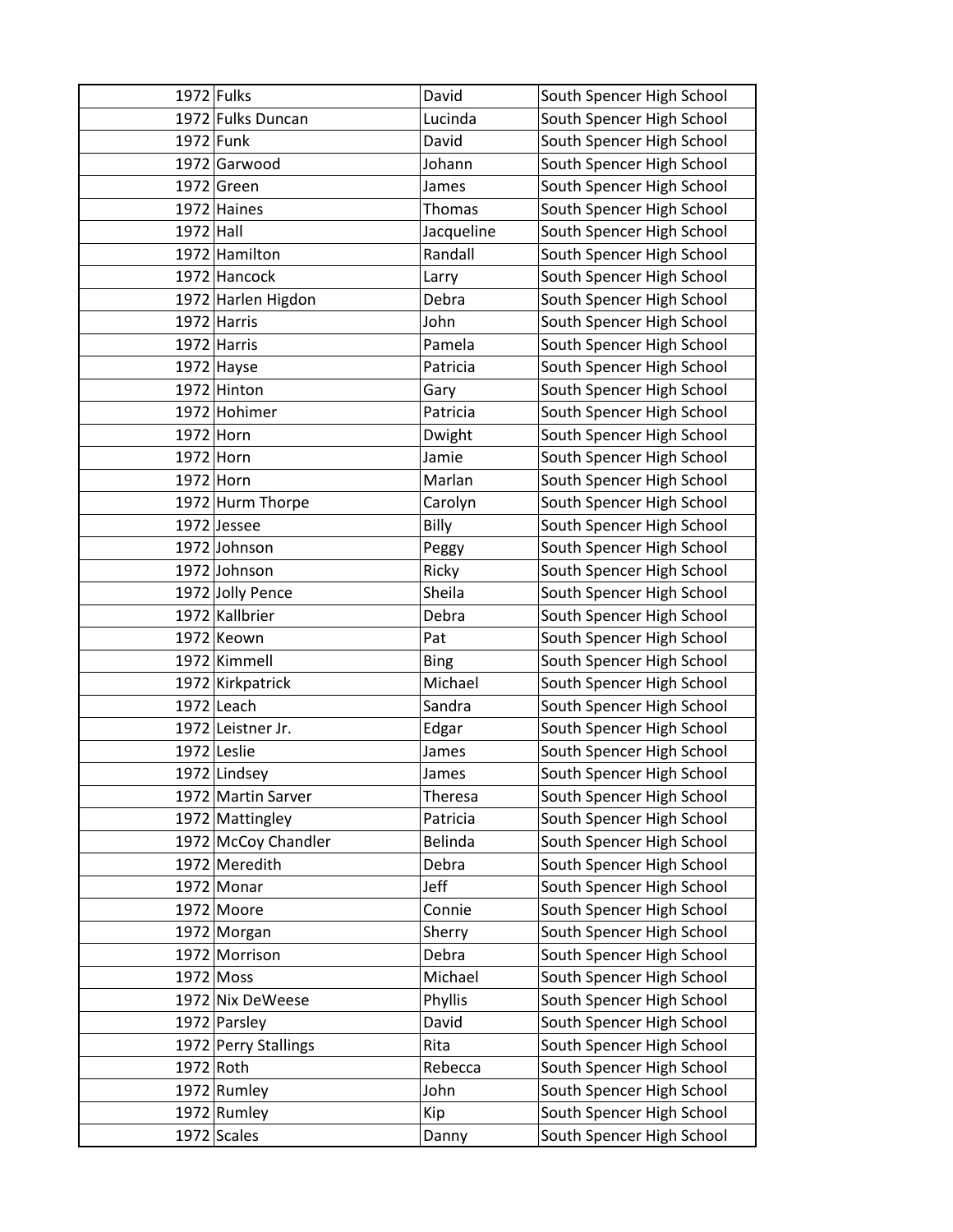| | | | |
|---|---|---|---|
| 1972 | Fulks | David | South Spencer High School |
| 1972 | Fulks Duncan | Lucinda | South Spencer High School |
| 1972 | Funk | David | South Spencer High School |
| 1972 | Garwood | Johann | South Spencer High School |
| 1972 | Green | James | South Spencer High School |
| 1972 | Haines | Thomas | South Spencer High School |
| 1972 | Hall | Jacqueline | South Spencer High School |
| 1972 | Hamilton | Randall | South Spencer High School |
| 1972 | Hancock | Larry | South Spencer High School |
| 1972 | Harlen Higdon | Debra | South Spencer High School |
| 1972 | Harris | John | South Spencer High School |
| 1972 | Harris | Pamela | South Spencer High School |
| 1972 | Hayse | Patricia | South Spencer High School |
| 1972 | Hinton | Gary | South Spencer High School |
| 1972 | Hohimer | Patricia | South Spencer High School |
| 1972 | Horn | Dwight | South Spencer High School |
| 1972 | Horn | Jamie | South Spencer High School |
| 1972 | Horn | Marlan | South Spencer High School |
| 1972 | Hurm Thorpe | Carolyn | South Spencer High School |
| 1972 | Jessee | Billy | South Spencer High School |
| 1972 | Johnson | Peggy | South Spencer High School |
| 1972 | Johnson | Ricky | South Spencer High School |
| 1972 | Jolly Pence | Sheila | South Spencer High School |
| 1972 | Kallbrier | Debra | South Spencer High School |
| 1972 | Keown | Pat | South Spencer High School |
| 1972 | Kimmell | Bing | South Spencer High School |
| 1972 | Kirkpatrick | Michael | South Spencer High School |
| 1972 | Leach | Sandra | South Spencer High School |
| 1972 | Leistner Jr. | Edgar | South Spencer High School |
| 1972 | Leslie | James | South Spencer High School |
| 1972 | Lindsey | James | South Spencer High School |
| 1972 | Martin Sarver | Theresa | South Spencer High School |
| 1972 | Mattingley | Patricia | South Spencer High School |
| 1972 | McCoy Chandler | Belinda | South Spencer High School |
| 1972 | Meredith | Debra | South Spencer High School |
| 1972 | Monar | Jeff | South Spencer High School |
| 1972 | Moore | Connie | South Spencer High School |
| 1972 | Morgan | Sherry | South Spencer High School |
| 1972 | Morrison | Debra | South Spencer High School |
| 1972 | Moss | Michael | South Spencer High School |
| 1972 | Nix DeWeese | Phyllis | South Spencer High School |
| 1972 | Parsley | David | South Spencer High School |
| 1972 | Perry Stallings | Rita | South Spencer High School |
| 1972 | Roth | Rebecca | South Spencer High School |
| 1972 | Rumley | John | South Spencer High School |
| 1972 | Rumley | Kip | South Spencer High School |
| 1972 | Scales | Danny | South Spencer High School |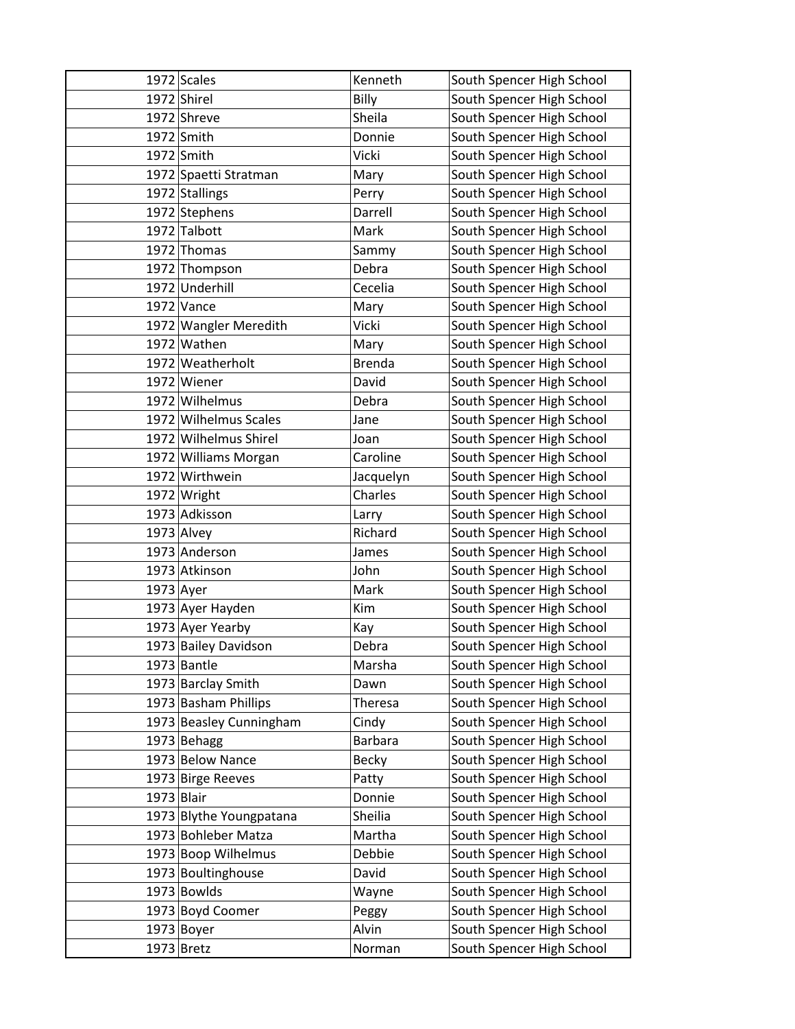| | | | |
|---|---|---|---|
| 1972 | Scales | Kenneth | South Spencer High School |
| 1972 | Shirel | Billy | South Spencer High School |
| 1972 | Shreve | Sheila | South Spencer High School |
| 1972 | Smith | Donnie | South Spencer High School |
| 1972 | Smith | Vicki | South Spencer High School |
| 1972 | Spaetti Stratman | Mary | South Spencer High School |
| 1972 | Stallings | Perry | South Spencer High School |
| 1972 | Stephens | Darrell | South Spencer High School |
| 1972 | Talbott | Mark | South Spencer High School |
| 1972 | Thomas | Sammy | South Spencer High School |
| 1972 | Thompson | Debra | South Spencer High School |
| 1972 | Underhill | Cecelia | South Spencer High School |
| 1972 | Vance | Mary | South Spencer High School |
| 1972 | Wangler Meredith | Vicki | South Spencer High School |
| 1972 | Wathen | Mary | South Spencer High School |
| 1972 | Weatherholt | Brenda | South Spencer High School |
| 1972 | Wiener | David | South Spencer High School |
| 1972 | Wilhelmus | Debra | South Spencer High School |
| 1972 | Wilhelmus Scales | Jane | South Spencer High School |
| 1972 | Wilhelmus Shirel | Joan | South Spencer High School |
| 1972 | Williams Morgan | Caroline | South Spencer High School |
| 1972 | Wirthwein | Jacquelyn | South Spencer High School |
| 1972 | Wright | Charles | South Spencer High School |
| 1973 | Adkisson | Larry | South Spencer High School |
| 1973 | Alvey | Richard | South Spencer High School |
| 1973 | Anderson | James | South Spencer High School |
| 1973 | Atkinson | John | South Spencer High School |
| 1973 | Ayer | Mark | South Spencer High School |
| 1973 | Ayer Hayden | Kim | South Spencer High School |
| 1973 | Ayer Yearby | Kay | South Spencer High School |
| 1973 | Bailey Davidson | Debra | South Spencer High School |
| 1973 | Bantle | Marsha | South Spencer High School |
| 1973 | Barclay Smith | Dawn | South Spencer High School |
| 1973 | Basham Phillips | Theresa | South Spencer High School |
| 1973 | Beasley Cunningham | Cindy | South Spencer High School |
| 1973 | Behagg | Barbara | South Spencer High School |
| 1973 | Below Nance | Becky | South Spencer High School |
| 1973 | Birge Reeves | Patty | South Spencer High School |
| 1973 | Blair | Donnie | South Spencer High School |
| 1973 | Blythe Youngpatana | Sheilia | South Spencer High School |
| 1973 | Bohleber Matza | Martha | South Spencer High School |
| 1973 | Boop Wilhelmus | Debbie | South Spencer High School |
| 1973 | Boultinghouse | David | South Spencer High School |
| 1973 | Bowlds | Wayne | South Spencer High School |
| 1973 | Boyd Coomer | Peggy | South Spencer High School |
| 1973 | Boyer | Alvin | South Spencer High School |
| 1973 | Bretz | Norman | South Spencer High School |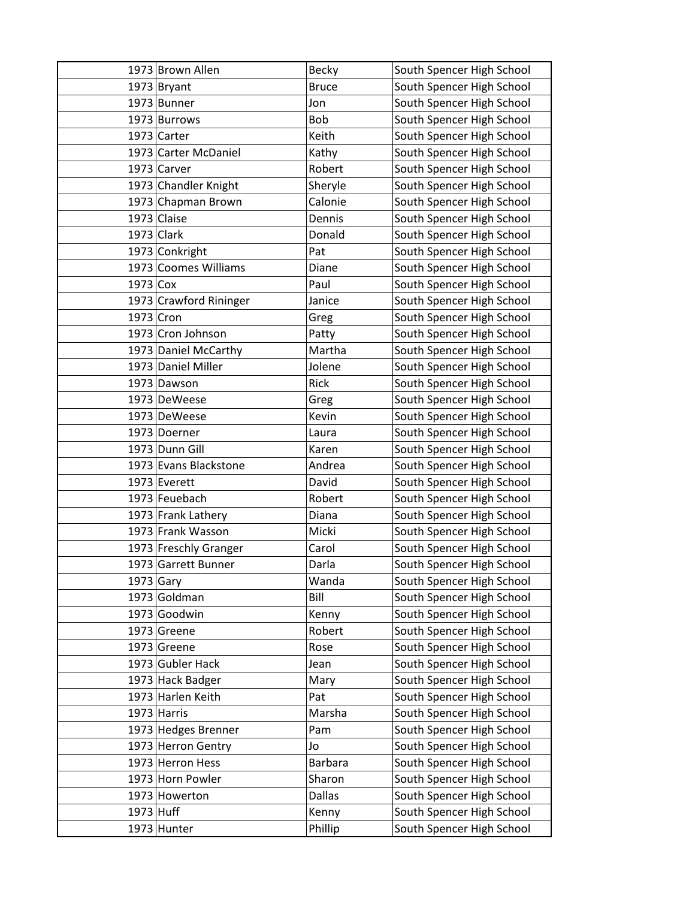| | | | |
|---|---|---|---|
| 1973 | Brown Allen | Becky | South Spencer High School |
| 1973 | Bryant | Bruce | South Spencer High School |
| 1973 | Bunner | Jon | South Spencer High School |
| 1973 | Burrows | Bob | South Spencer High School |
| 1973 | Carter | Keith | South Spencer High School |
| 1973 | Carter McDaniel | Kathy | South Spencer High School |
| 1973 | Carver | Robert | South Spencer High School |
| 1973 | Chandler Knight | Sheryle | South Spencer High School |
| 1973 | Chapman Brown | Calonie | South Spencer High School |
| 1973 | Claise | Dennis | South Spencer High School |
| 1973 | Clark | Donald | South Spencer High School |
| 1973 | Conkright | Pat | South Spencer High School |
| 1973 | Coomes Williams | Diane | South Spencer High School |
| 1973 | Cox | Paul | South Spencer High School |
| 1973 | Crawford Rininger | Janice | South Spencer High School |
| 1973 | Cron | Greg | South Spencer High School |
| 1973 | Cron Johnson | Patty | South Spencer High School |
| 1973 | Daniel McCarthy | Martha | South Spencer High School |
| 1973 | Daniel Miller | Jolene | South Spencer High School |
| 1973 | Dawson | Rick | South Spencer High School |
| 1973 | DeWeese | Greg | South Spencer High School |
| 1973 | DeWeese | Kevin | South Spencer High School |
| 1973 | Doerner | Laura | South Spencer High School |
| 1973 | Dunn Gill | Karen | South Spencer High School |
| 1973 | Evans Blackstone | Andrea | South Spencer High School |
| 1973 | Everett | David | South Spencer High School |
| 1973 | Feuebach | Robert | South Spencer High School |
| 1973 | Frank Lathery | Diana | South Spencer High School |
| 1973 | Frank Wasson | Micki | South Spencer High School |
| 1973 | Freschly Granger | Carol | South Spencer High School |
| 1973 | Garrett Bunner | Darla | South Spencer High School |
| 1973 | Gary | Wanda | South Spencer High School |
| 1973 | Goldman | Bill | South Spencer High School |
| 1973 | Goodwin | Kenny | South Spencer High School |
| 1973 | Greene | Robert | South Spencer High School |
| 1973 | Greene | Rose | South Spencer High School |
| 1973 | Gubler Hack | Jean | South Spencer High School |
| 1973 | Hack Badger | Mary | South Spencer High School |
| 1973 | Harlen Keith | Pat | South Spencer High School |
| 1973 | Harris | Marsha | South Spencer High School |
| 1973 | Hedges Brenner | Pam | South Spencer High School |
| 1973 | Herron Gentry | Jo | South Spencer High School |
| 1973 | Herron Hess | Barbara | South Spencer High School |
| 1973 | Horn Powler | Sharon | South Spencer High School |
| 1973 | Howerton | Dallas | South Spencer High School |
| 1973 | Huff | Kenny | South Spencer High School |
| 1973 | Hunter | Phillip | South Spencer High School |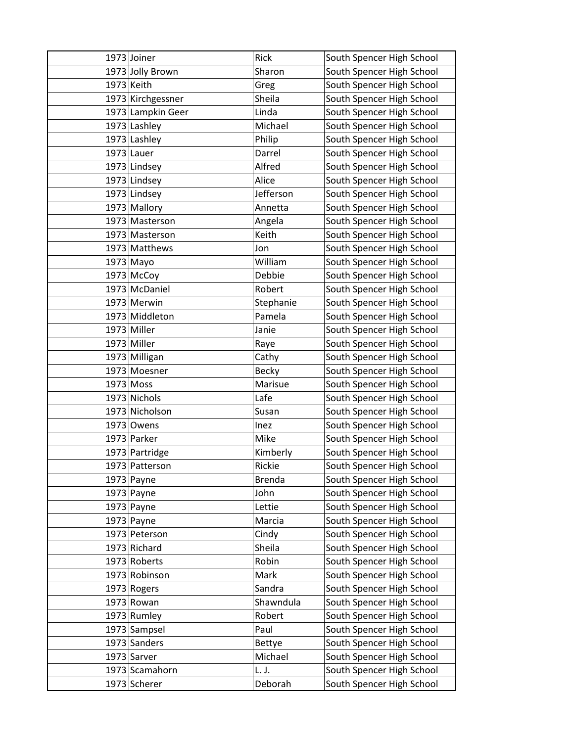| | | | |
|---|---|---|---|
| 1973 | Joiner | Rick | South Spencer High School |
| 1973 | Jolly Brown | Sharon | South Spencer High School |
| 1973 | Keith | Greg | South Spencer High School |
| 1973 | Kirchgessner | Sheila | South Spencer High School |
| 1973 | Lampkin Geer | Linda | South Spencer High School |
| 1973 | Lashley | Michael | South Spencer High School |
| 1973 | Lashley | Philip | South Spencer High School |
| 1973 | Lauer | Darrel | South Spencer High School |
| 1973 | Lindsey | Alfred | South Spencer High School |
| 1973 | Lindsey | Alice | South Spencer High School |
| 1973 | Lindsey | Jefferson | South Spencer High School |
| 1973 | Mallory | Annetta | South Spencer High School |
| 1973 | Masterson | Angela | South Spencer High School |
| 1973 | Masterson | Keith | South Spencer High School |
| 1973 | Matthews | Jon | South Spencer High School |
| 1973 | Mayo | William | South Spencer High School |
| 1973 | McCoy | Debbie | South Spencer High School |
| 1973 | McDaniel | Robert | South Spencer High School |
| 1973 | Merwin | Stephanie | South Spencer High School |
| 1973 | Middleton | Pamela | South Spencer High School |
| 1973 | Miller | Janie | South Spencer High School |
| 1973 | Miller | Raye | South Spencer High School |
| 1973 | Milligan | Cathy | South Spencer High School |
| 1973 | Moesner | Becky | South Spencer High School |
| 1973 | Moss | Marisue | South Spencer High School |
| 1973 | Nichols | Lafe | South Spencer High School |
| 1973 | Nicholson | Susan | South Spencer High School |
| 1973 | Owens | Inez | South Spencer High School |
| 1973 | Parker | Mike | South Spencer High School |
| 1973 | Partridge | Kimberly | South Spencer High School |
| 1973 | Patterson | Rickie | South Spencer High School |
| 1973 | Payne | Brenda | South Spencer High School |
| 1973 | Payne | John | South Spencer High School |
| 1973 | Payne | Lettie | South Spencer High School |
| 1973 | Payne | Marcia | South Spencer High School |
| 1973 | Peterson | Cindy | South Spencer High School |
| 1973 | Richard | Sheila | South Spencer High School |
| 1973 | Roberts | Robin | South Spencer High School |
| 1973 | Robinson | Mark | South Spencer High School |
| 1973 | Rogers | Sandra | South Spencer High School |
| 1973 | Rowan | Shawndula | South Spencer High School |
| 1973 | Rumley | Robert | South Spencer High School |
| 1973 | Sampsel | Paul | South Spencer High School |
| 1973 | Sanders | Bettye | South Spencer High School |
| 1973 | Sarver | Michael | South Spencer High School |
| 1973 | Scamahorn | L. J. | South Spencer High School |
| 1973 | Scherer | Deborah | South Spencer High School |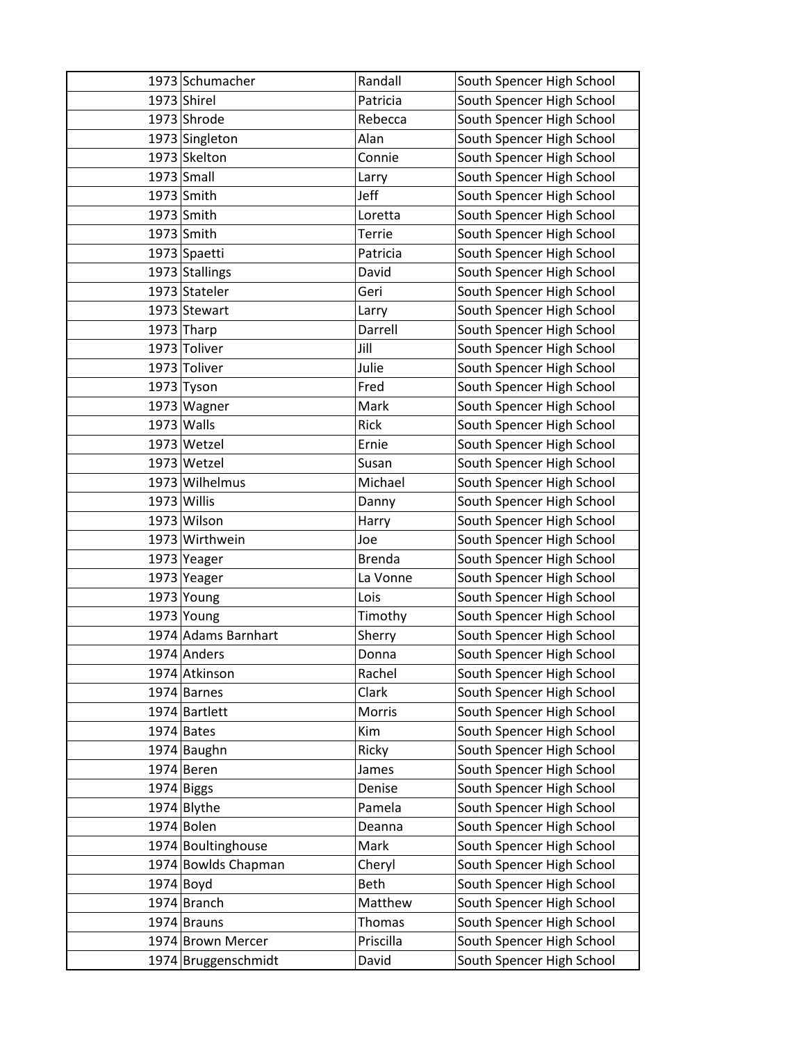| | | | |
|---|---|---|---|
| 1973 | Schumacher | Randall | South Spencer High School |
| 1973 | Shirel | Patricia | South Spencer High School |
| 1973 | Shrode | Rebecca | South Spencer High School |
| 1973 | Singleton | Alan | South Spencer High School |
| 1973 | Skelton | Connie | South Spencer High School |
| 1973 | Small | Larry | South Spencer High School |
| 1973 | Smith | Jeff | South Spencer High School |
| 1973 | Smith | Loretta | South Spencer High School |
| 1973 | Smith | Terrie | South Spencer High School |
| 1973 | Spaetti | Patricia | South Spencer High School |
| 1973 | Stallings | David | South Spencer High School |
| 1973 | Stateler | Geri | South Spencer High School |
| 1973 | Stewart | Larry | South Spencer High School |
| 1973 | Tharp | Darrell | South Spencer High School |
| 1973 | Toliver | Jill | South Spencer High School |
| 1973 | Toliver | Julie | South Spencer High School |
| 1973 | Tyson | Fred | South Spencer High School |
| 1973 | Wagner | Mark | South Spencer High School |
| 1973 | Walls | Rick | South Spencer High School |
| 1973 | Wetzel | Ernie | South Spencer High School |
| 1973 | Wetzel | Susan | South Spencer High School |
| 1973 | Wilhelmus | Michael | South Spencer High School |
| 1973 | Willis | Danny | South Spencer High School |
| 1973 | Wilson | Harry | South Spencer High School |
| 1973 | Wirthwein | Joe | South Spencer High School |
| 1973 | Yeager | Brenda | South Spencer High School |
| 1973 | Yeager | La Vonne | South Spencer High School |
| 1973 | Young | Lois | South Spencer High School |
| 1973 | Young | Timothy | South Spencer High School |
| 1974 | Adams Barnhart | Sherry | South Spencer High School |
| 1974 | Anders | Donna | South Spencer High School |
| 1974 | Atkinson | Rachel | South Spencer High School |
| 1974 | Barnes | Clark | South Spencer High School |
| 1974 | Bartlett | Morris | South Spencer High School |
| 1974 | Bates | Kim | South Spencer High School |
| 1974 | Baughn | Ricky | South Spencer High School |
| 1974 | Beren | James | South Spencer High School |
| 1974 | Biggs | Denise | South Spencer High School |
| 1974 | Blythe | Pamela | South Spencer High School |
| 1974 | Bolen | Deanna | South Spencer High School |
| 1974 | Boultinghouse | Mark | South Spencer High School |
| 1974 | Bowlds Chapman | Cheryl | South Spencer High School |
| 1974 | Boyd | Beth | South Spencer High School |
| 1974 | Branch | Matthew | South Spencer High School |
| 1974 | Brauns | Thomas | South Spencer High School |
| 1974 | Brown Mercer | Priscilla | South Spencer High School |
| 1974 | Bruggenschmidt | David | South Spencer High School |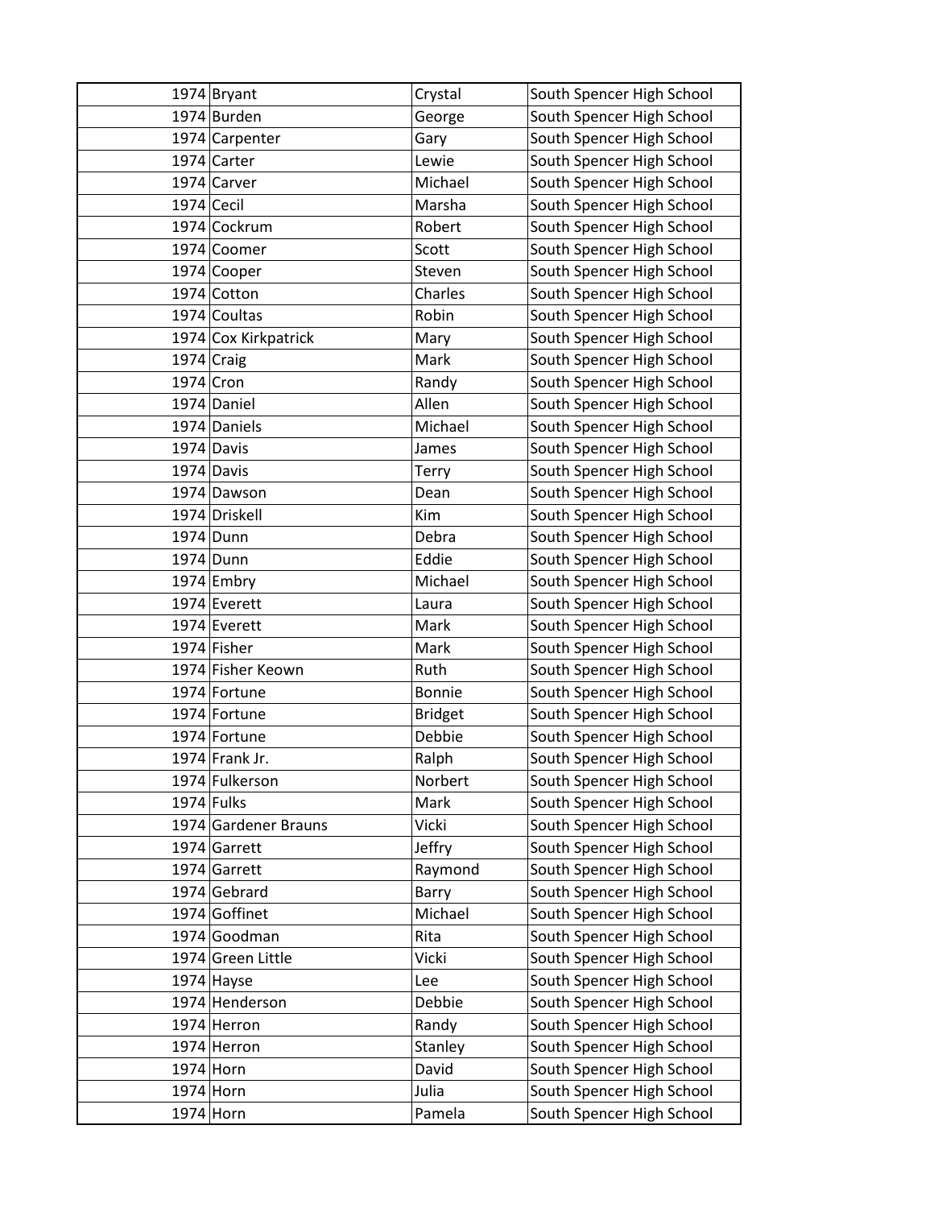| | | | |
|---|---|---|---|
| 1974 | Bryant | Crystal | South Spencer High School |
| 1974 | Burden | George | South Spencer High School |
| 1974 | Carpenter | Gary | South Spencer High School |
| 1974 | Carter | Lewie | South Spencer High School |
| 1974 | Carver | Michael | South Spencer High School |
| 1974 | Cecil | Marsha | South Spencer High School |
| 1974 | Cockrum | Robert | South Spencer High School |
| 1974 | Coomer | Scott | South Spencer High School |
| 1974 | Cooper | Steven | South Spencer High School |
| 1974 | Cotton | Charles | South Spencer High School |
| 1974 | Coultas | Robin | South Spencer High School |
| 1974 | Cox Kirkpatrick | Mary | South Spencer High School |
| 1974 | Craig | Mark | South Spencer High School |
| 1974 | Cron | Randy | South Spencer High School |
| 1974 | Daniel | Allen | South Spencer High School |
| 1974 | Daniels | Michael | South Spencer High School |
| 1974 | Davis | James | South Spencer High School |
| 1974 | Davis | Terry | South Spencer High School |
| 1974 | Dawson | Dean | South Spencer High School |
| 1974 | Driskell | Kim | South Spencer High School |
| 1974 | Dunn | Debra | South Spencer High School |
| 1974 | Dunn | Eddie | South Spencer High School |
| 1974 | Embry | Michael | South Spencer High School |
| 1974 | Everett | Laura | South Spencer High School |
| 1974 | Everett | Mark | South Spencer High School |
| 1974 | Fisher | Mark | South Spencer High School |
| 1974 | Fisher Keown | Ruth | South Spencer High School |
| 1974 | Fortune | Bonnie | South Spencer High School |
| 1974 | Fortune | Bridget | South Spencer High School |
| 1974 | Fortune | Debbie | South Spencer High School |
| 1974 | Frank Jr. | Ralph | South Spencer High School |
| 1974 | Fulkerson | Norbert | South Spencer High School |
| 1974 | Fulks | Mark | South Spencer High School |
| 1974 | Gardener Brauns | Vicki | South Spencer High School |
| 1974 | Garrett | Jeffry | South Spencer High School |
| 1974 | Garrett | Raymond | South Spencer High School |
| 1974 | Gebrard | Barry | South Spencer High School |
| 1974 | Goffinet | Michael | South Spencer High School |
| 1974 | Goodman | Rita | South Spencer High School |
| 1974 | Green Little | Vicki | South Spencer High School |
| 1974 | Hayse | Lee | South Spencer High School |
| 1974 | Henderson | Debbie | South Spencer High School |
| 1974 | Herron | Randy | South Spencer High School |
| 1974 | Herron | Stanley | South Spencer High School |
| 1974 | Horn | David | South Spencer High School |
| 1974 | Horn | Julia | South Spencer High School |
| 1974 | Horn | Pamela | South Spencer High School |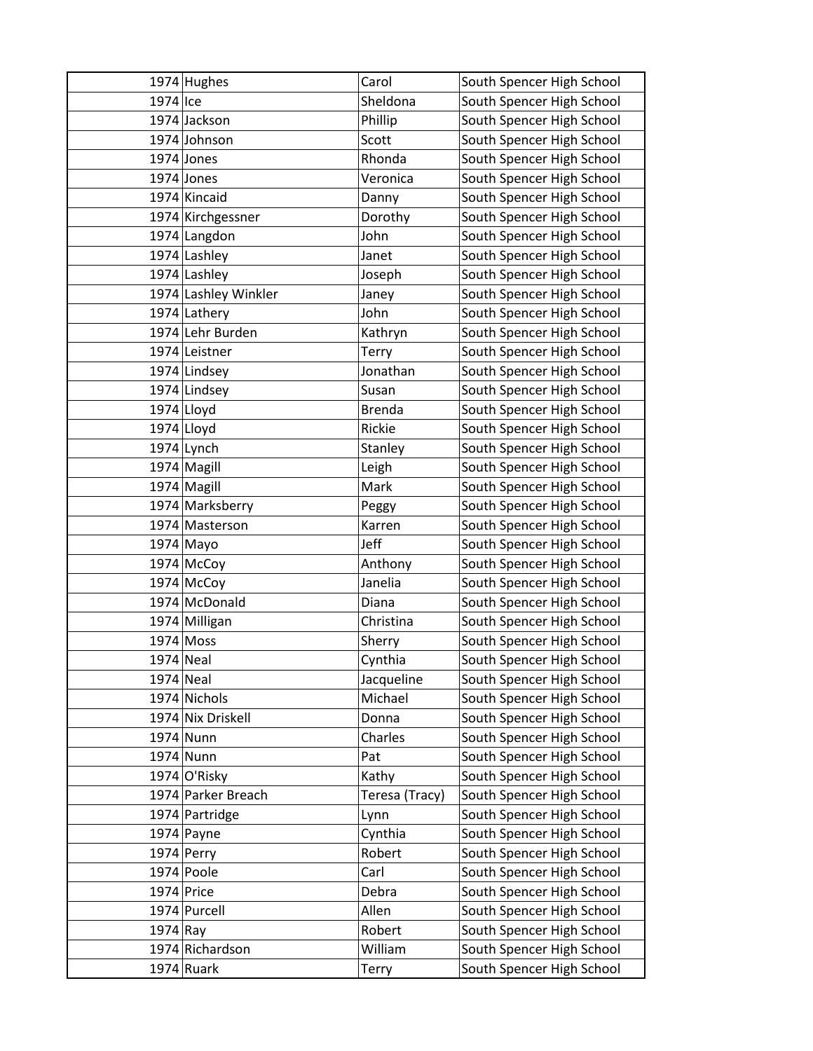| | | | |
|---|---|---|---|
| 1974 | Hughes | Carol | South Spencer High School |
| 1974 | Ice | Sheldona | South Spencer High School |
| 1974 | Jackson | Phillip | South Spencer High School |
| 1974 | Johnson | Scott | South Spencer High School |
| 1974 | Jones | Rhonda | South Spencer High School |
| 1974 | Jones | Veronica | South Spencer High School |
| 1974 | Kincaid | Danny | South Spencer High School |
| 1974 | Kirchgessner | Dorothy | South Spencer High School |
| 1974 | Langdon | John | South Spencer High School |
| 1974 | Lashley | Janet | South Spencer High School |
| 1974 | Lashley | Joseph | South Spencer High School |
| 1974 | Lashley Winkler | Janey | South Spencer High School |
| 1974 | Lathery | John | South Spencer High School |
| 1974 | Lehr Burden | Kathryn | South Spencer High School |
| 1974 | Leistner | Terry | South Spencer High School |
| 1974 | Lindsey | Jonathan | South Spencer High School |
| 1974 | Lindsey | Susan | South Spencer High School |
| 1974 | Lloyd | Brenda | South Spencer High School |
| 1974 | Lloyd | Rickie | South Spencer High School |
| 1974 | Lynch | Stanley | South Spencer High School |
| 1974 | Magill | Leigh | South Spencer High School |
| 1974 | Magill | Mark | South Spencer High School |
| 1974 | Marksberry | Peggy | South Spencer High School |
| 1974 | Masterson | Karren | South Spencer High School |
| 1974 | Mayo | Jeff | South Spencer High School |
| 1974 | McCoy | Anthony | South Spencer High School |
| 1974 | McCoy | Janelia | South Spencer High School |
| 1974 | McDonald | Diana | South Spencer High School |
| 1974 | Milligan | Christina | South Spencer High School |
| 1974 | Moss | Sherry | South Spencer High School |
| 1974 | Neal | Cynthia | South Spencer High School |
| 1974 | Neal | Jacqueline | South Spencer High School |
| 1974 | Nichols | Michael | South Spencer High School |
| 1974 | Nix Driskell | Donna | South Spencer High School |
| 1974 | Nunn | Charles | South Spencer High School |
| 1974 | Nunn | Pat | South Spencer High School |
| 1974 | O'Risky | Kathy | South Spencer High School |
| 1974 | Parker Breach | Teresa (Tracy) | South Spencer High School |
| 1974 | Partridge | Lynn | South Spencer High School |
| 1974 | Payne | Cynthia | South Spencer High School |
| 1974 | Perry | Robert | South Spencer High School |
| 1974 | Poole | Carl | South Spencer High School |
| 1974 | Price | Debra | South Spencer High School |
| 1974 | Purcell | Allen | South Spencer High School |
| 1974 | Ray | Robert | South Spencer High School |
| 1974 | Richardson | William | South Spencer High School |
| 1974 | Ruark | Terry | South Spencer High School |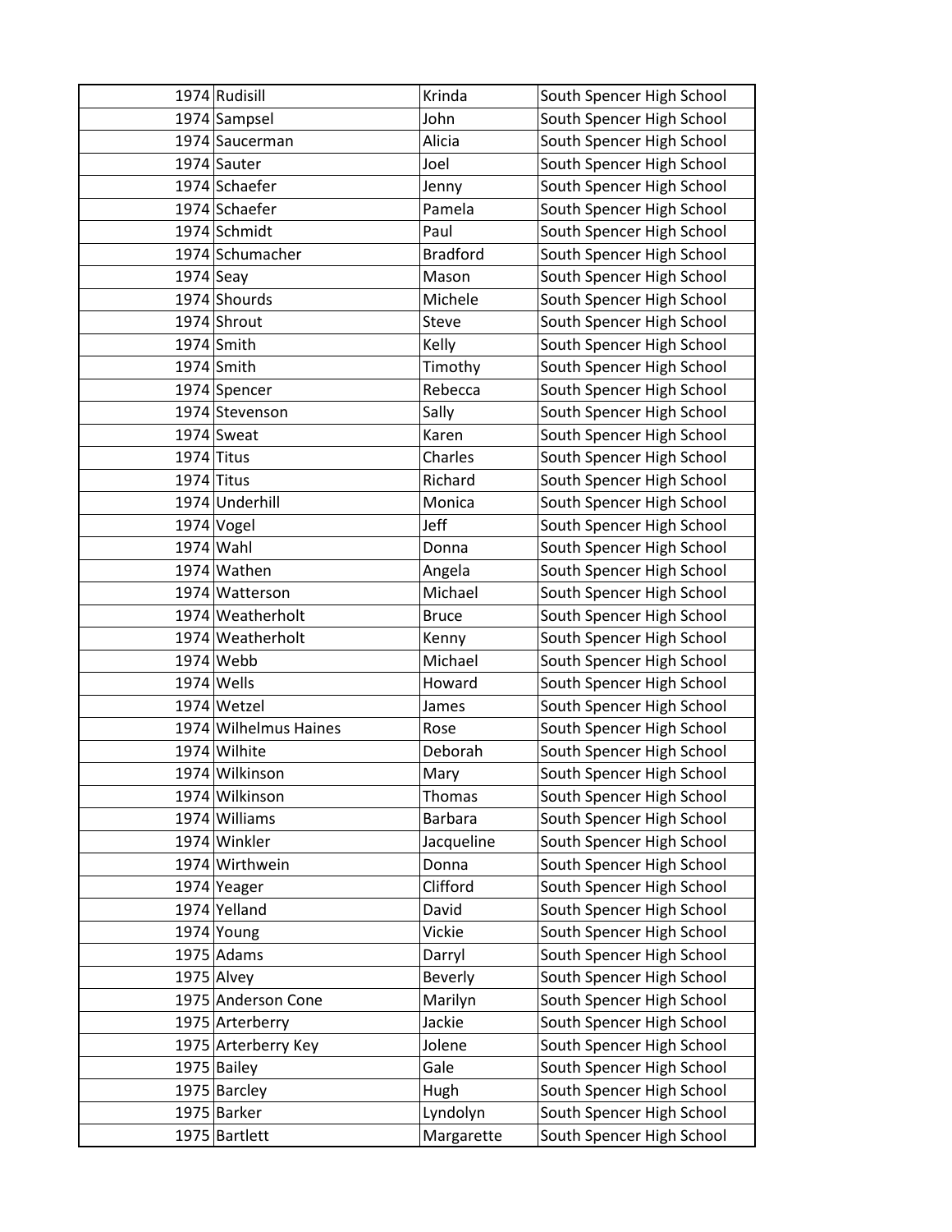| | | | |
|---|---|---|---|
| 1974 | Rudisill | Krinda | South Spencer High School |
| 1974 | Sampsel | John | South Spencer High School |
| 1974 | Saucerman | Alicia | South Spencer High School |
| 1974 | Sauter | Joel | South Spencer High School |
| 1974 | Schaefer | Jenny | South Spencer High School |
| 1974 | Schaefer | Pamela | South Spencer High School |
| 1974 | Schmidt | Paul | South Spencer High School |
| 1974 | Schumacher | Bradford | South Spencer High School |
| 1974 | Seay | Mason | South Spencer High School |
| 1974 | Shourds | Michele | South Spencer High School |
| 1974 | Shrout | Steve | South Spencer High School |
| 1974 | Smith | Kelly | South Spencer High School |
| 1974 | Smith | Timothy | South Spencer High School |
| 1974 | Spencer | Rebecca | South Spencer High School |
| 1974 | Stevenson | Sally | South Spencer High School |
| 1974 | Sweat | Karen | South Spencer High School |
| 1974 | Titus | Charles | South Spencer High School |
| 1974 | Titus | Richard | South Spencer High School |
| 1974 | Underhill | Monica | South Spencer High School |
| 1974 | Vogel | Jeff | South Spencer High School |
| 1974 | Wahl | Donna | South Spencer High School |
| 1974 | Wathen | Angela | South Spencer High School |
| 1974 | Watterson | Michael | South Spencer High School |
| 1974 | Weatherholt | Bruce | South Spencer High School |
| 1974 | Weatherholt | Kenny | South Spencer High School |
| 1974 | Webb | Michael | South Spencer High School |
| 1974 | Wells | Howard | South Spencer High School |
| 1974 | Wetzel | James | South Spencer High School |
| 1974 | Wilhelmus Haines | Rose | South Spencer High School |
| 1974 | Wilhite | Deborah | South Spencer High School |
| 1974 | Wilkinson | Mary | South Spencer High School |
| 1974 | Wilkinson | Thomas | South Spencer High School |
| 1974 | Williams | Barbara | South Spencer High School |
| 1974 | Winkler | Jacqueline | South Spencer High School |
| 1974 | Wirthwein | Donna | South Spencer High School |
| 1974 | Yeager | Clifford | South Spencer High School |
| 1974 | Yelland | David | South Spencer High School |
| 1974 | Young | Vickie | South Spencer High School |
| 1975 | Adams | Darryl | South Spencer High School |
| 1975 | Alvey | Beverly | South Spencer High School |
| 1975 | Anderson Cone | Marilyn | South Spencer High School |
| 1975 | Arterberry | Jackie | South Spencer High School |
| 1975 | Arterberry Key | Jolene | South Spencer High School |
| 1975 | Bailey | Gale | South Spencer High School |
| 1975 | Barcley | Hugh | South Spencer High School |
| 1975 | Barker | Lyndolyn | South Spencer High School |
| 1975 | Bartlett | Margarette | South Spencer High School |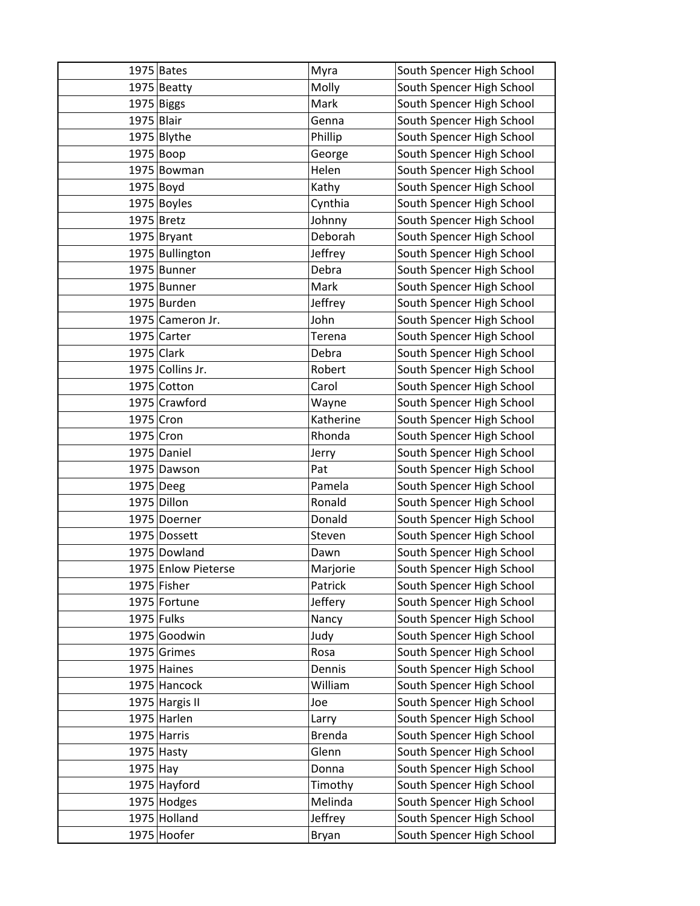| | | | |
|---|---|---|---|
| 1975 | Bates | Myra | South Spencer High School |
| 1975 | Beatty | Molly | South Spencer High School |
| 1975 | Biggs | Mark | South Spencer High School |
| 1975 | Blair | Genna | South Spencer High School |
| 1975 | Blythe | Phillip | South Spencer High School |
| 1975 | Boop | George | South Spencer High School |
| 1975 | Bowman | Helen | South Spencer High School |
| 1975 | Boyd | Kathy | South Spencer High School |
| 1975 | Boyles | Cynthia | South Spencer High School |
| 1975 | Bretz | Johnny | South Spencer High School |
| 1975 | Bryant | Deborah | South Spencer High School |
| 1975 | Bullington | Jeffrey | South Spencer High School |
| 1975 | Bunner | Debra | South Spencer High School |
| 1975 | Bunner | Mark | South Spencer High School |
| 1975 | Burden | Jeffrey | South Spencer High School |
| 1975 | Cameron Jr. | John | South Spencer High School |
| 1975 | Carter | Terena | South Spencer High School |
| 1975 | Clark | Debra | South Spencer High School |
| 1975 | Collins Jr. | Robert | South Spencer High School |
| 1975 | Cotton | Carol | South Spencer High School |
| 1975 | Crawford | Wayne | South Spencer High School |
| 1975 | Cron | Katherine | South Spencer High School |
| 1975 | Cron | Rhonda | South Spencer High School |
| 1975 | Daniel | Jerry | South Spencer High School |
| 1975 | Dawson | Pat | South Spencer High School |
| 1975 | Deeg | Pamela | South Spencer High School |
| 1975 | Dillon | Ronald | South Spencer High School |
| 1975 | Doerner | Donald | South Spencer High School |
| 1975 | Dossett | Steven | South Spencer High School |
| 1975 | Dowland | Dawn | South Spencer High School |
| 1975 | Enlow Pieterse | Marjorie | South Spencer High School |
| 1975 | Fisher | Patrick | South Spencer High School |
| 1975 | Fortune | Jeffery | South Spencer High School |
| 1975 | Fulks | Nancy | South Spencer High School |
| 1975 | Goodwin | Judy | South Spencer High School |
| 1975 | Grimes | Rosa | South Spencer High School |
| 1975 | Haines | Dennis | South Spencer High School |
| 1975 | Hancock | William | South Spencer High School |
| 1975 | Hargis II | Joe | South Spencer High School |
| 1975 | Harlen | Larry | South Spencer High School |
| 1975 | Harris | Brenda | South Spencer High School |
| 1975 | Hasty | Glenn | South Spencer High School |
| 1975 | Hay | Donna | South Spencer High School |
| 1975 | Hayford | Timothy | South Spencer High School |
| 1975 | Hodges | Melinda | South Spencer High School |
| 1975 | Holland | Jeffrey | South Spencer High School |
| 1975 | Hoofer | Bryan | South Spencer High School |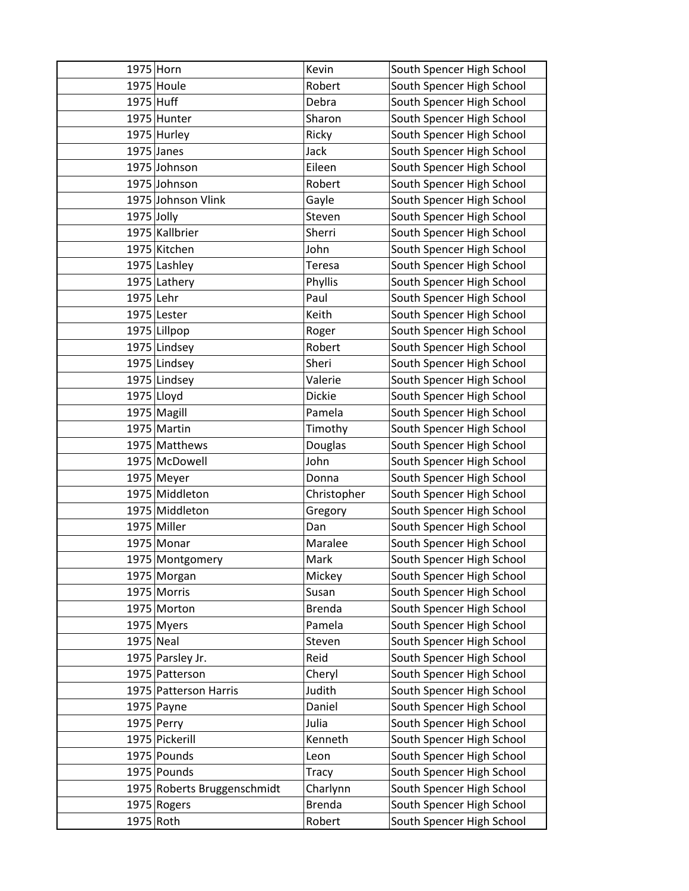| 1975 | Horn | Kevin | South Spencer High School |
|---|---|---|---|
| 1975 | Houle | Robert | South Spencer High School |
| 1975 | Huff | Debra | South Spencer High School |
| 1975 | Hunter | Sharon | South Spencer High School |
| 1975 | Hurley | Ricky | South Spencer High School |
| 1975 | Janes | Jack | South Spencer High School |
| 1975 | Johnson | Eileen | South Spencer High School |
| 1975 | Johnson | Robert | South Spencer High School |
| 1975 | Johnson Vlink | Gayle | South Spencer High School |
| 1975 | Jolly | Steven | South Spencer High School |
| 1975 | Kallbrier | Sherri | South Spencer High School |
| 1975 | Kitchen | John | South Spencer High School |
| 1975 | Lashley | Teresa | South Spencer High School |
| 1975 | Lathery | Phyllis | South Spencer High School |
| 1975 | Lehr | Paul | South Spencer High School |
| 1975 | Lester | Keith | South Spencer High School |
| 1975 | Lillpop | Roger | South Spencer High School |
| 1975 | Lindsey | Robert | South Spencer High School |
| 1975 | Lindsey | Sheri | South Spencer High School |
| 1975 | Lindsey | Valerie | South Spencer High School |
| 1975 | Lloyd | Dickie | South Spencer High School |
| 1975 | Magill | Pamela | South Spencer High School |
| 1975 | Martin | Timothy | South Spencer High School |
| 1975 | Matthews | Douglas | South Spencer High School |
| 1975 | McDowell | John | South Spencer High School |
| 1975 | Meyer | Donna | South Spencer High School |
| 1975 | Middleton | Christopher | South Spencer High School |
| 1975 | Middleton | Gregory | South Spencer High School |
| 1975 | Miller | Dan | South Spencer High School |
| 1975 | Monar | Maralee | South Spencer High School |
| 1975 | Montgomery | Mark | South Spencer High School |
| 1975 | Morgan | Mickey | South Spencer High School |
| 1975 | Morris | Susan | South Spencer High School |
| 1975 | Morton | Brenda | South Spencer High School |
| 1975 | Myers | Pamela | South Spencer High School |
| 1975 | Neal | Steven | South Spencer High School |
| 1975 | Parsley Jr. | Reid | South Spencer High School |
| 1975 | Patterson | Cheryl | South Spencer High School |
| 1975 | Patterson Harris | Judith | South Spencer High School |
| 1975 | Payne | Daniel | South Spencer High School |
| 1975 | Perry | Julia | South Spencer High School |
| 1975 | Pickerill | Kenneth | South Spencer High School |
| 1975 | Pounds | Leon | South Spencer High School |
| 1975 | Pounds | Tracy | South Spencer High School |
| 1975 | Roberts Bruggenschmidt | Charlynn | South Spencer High School |
| 1975 | Rogers | Brenda | South Spencer High School |
| 1975 | Roth | Robert | South Spencer High School |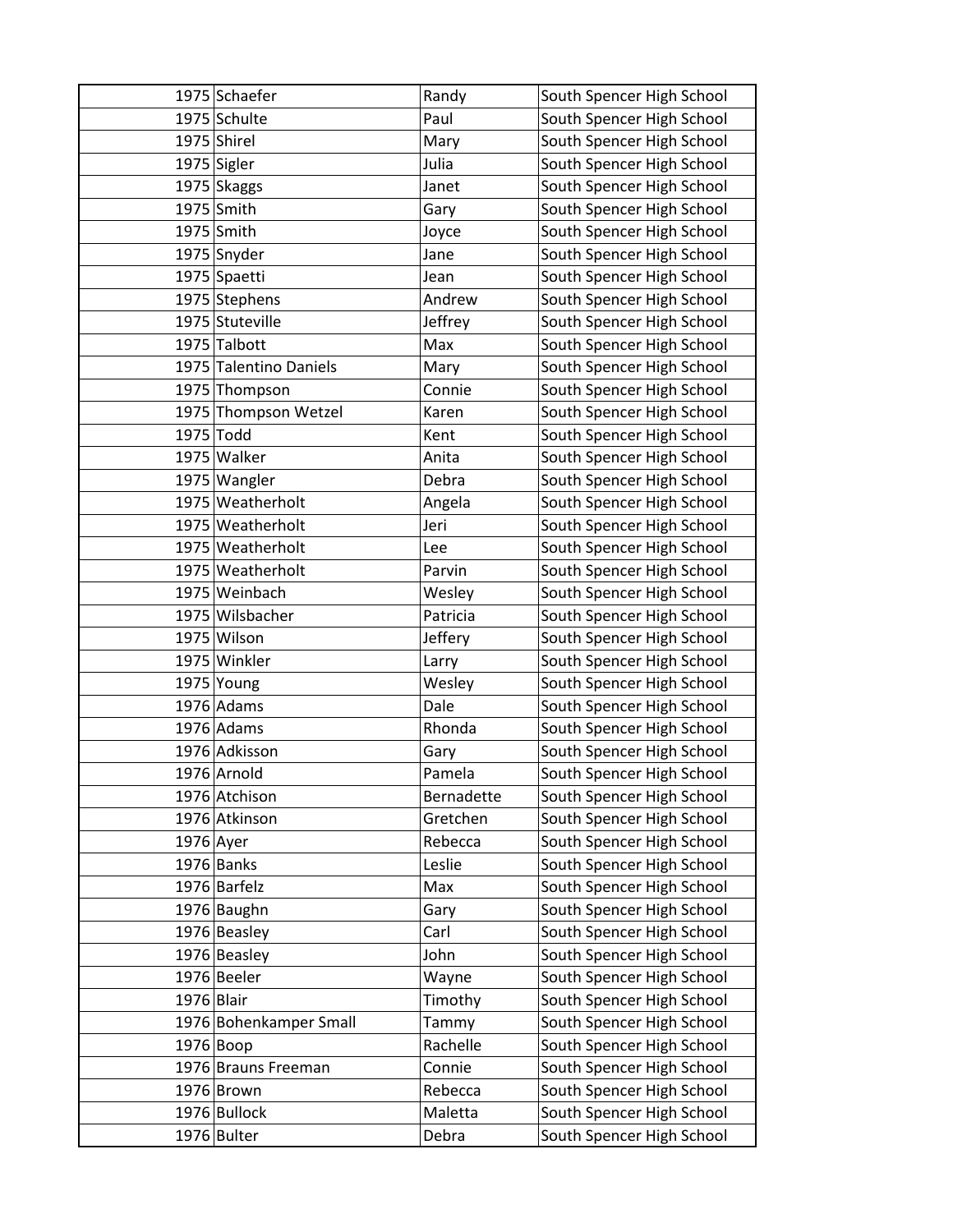| | | | |
|---|---|---|---|
| 1975 | Schaefer | Randy | South Spencer High School |
| 1975 | Schulte | Paul | South Spencer High School |
| 1975 | Shirel | Mary | South Spencer High School |
| 1975 | Sigler | Julia | South Spencer High School |
| 1975 | Skaggs | Janet | South Spencer High School |
| 1975 | Smith | Gary | South Spencer High School |
| 1975 | Smith | Joyce | South Spencer High School |
| 1975 | Snyder | Jane | South Spencer High School |
| 1975 | Spaetti | Jean | South Spencer High School |
| 1975 | Stephens | Andrew | South Spencer High School |
| 1975 | Stuteville | Jeffrey | South Spencer High School |
| 1975 | Talbott | Max | South Spencer High School |
| 1975 | Talentino Daniels | Mary | South Spencer High School |
| 1975 | Thompson | Connie | South Spencer High School |
| 1975 | Thompson Wetzel | Karen | South Spencer High School |
| 1975 | Todd | Kent | South Spencer High School |
| 1975 | Walker | Anita | South Spencer High School |
| 1975 | Wangler | Debra | South Spencer High School |
| 1975 | Weatherholt | Angela | South Spencer High School |
| 1975 | Weatherholt | Jeri | South Spencer High School |
| 1975 | Weatherholt | Lee | South Spencer High School |
| 1975 | Weatherholt | Parvin | South Spencer High School |
| 1975 | Weinbach | Wesley | South Spencer High School |
| 1975 | Wilsbacher | Patricia | South Spencer High School |
| 1975 | Wilson | Jeffery | South Spencer High School |
| 1975 | Winkler | Larry | South Spencer High School |
| 1975 | Young | Wesley | South Spencer High School |
| 1976 | Adams | Dale | South Spencer High School |
| 1976 | Adams | Rhonda | South Spencer High School |
| 1976 | Adkisson | Gary | South Spencer High School |
| 1976 | Arnold | Pamela | South Spencer High School |
| 1976 | Atchison | Bernadette | South Spencer High School |
| 1976 | Atkinson | Gretchen | South Spencer High School |
| 1976 | Ayer | Rebecca | South Spencer High School |
| 1976 | Banks | Leslie | South Spencer High School |
| 1976 | Barfelz | Max | South Spencer High School |
| 1976 | Baughn | Gary | South Spencer High School |
| 1976 | Beasley | Carl | South Spencer High School |
| 1976 | Beasley | John | South Spencer High School |
| 1976 | Beeler | Wayne | South Spencer High School |
| 1976 | Blair | Timothy | South Spencer High School |
| 1976 | Bohenkamper Small | Tammy | South Spencer High School |
| 1976 | Boop | Rachelle | South Spencer High School |
| 1976 | Brauns Freeman | Connie | South Spencer High School |
| 1976 | Brown | Rebecca | South Spencer High School |
| 1976 | Bullock | Maletta | South Spencer High School |
| 1976 | Bulter | Debra | South Spencer High School |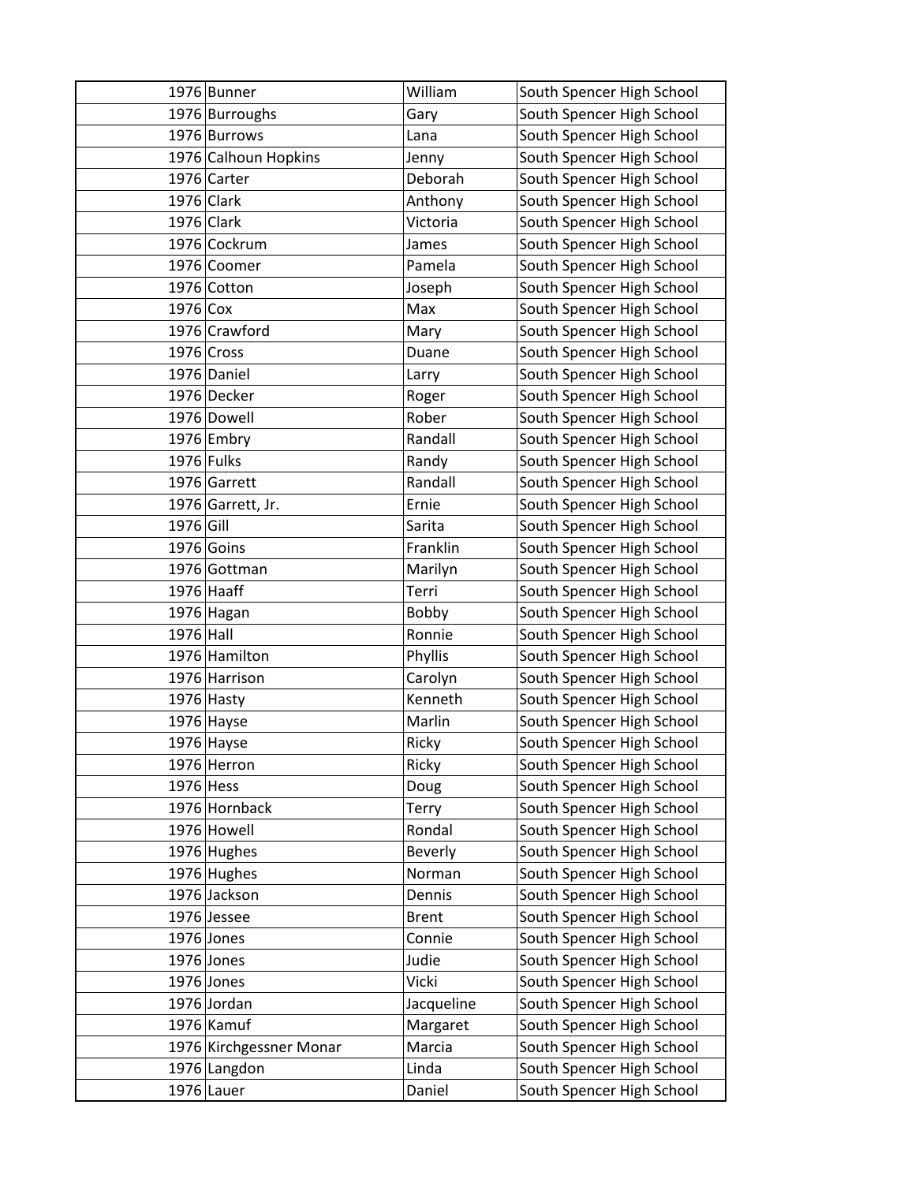| | | | |
|---|---|---|---|
| 1976 | Bunner | William | South Spencer High School |
| 1976 | Burroughs | Gary | South Spencer High School |
| 1976 | Burrows | Lana | South Spencer High School |
| 1976 | Calhoun Hopkins | Jenny | South Spencer High School |
| 1976 | Carter | Deborah | South Spencer High School |
| 1976 | Clark | Anthony | South Spencer High School |
| 1976 | Clark | Victoria | South Spencer High School |
| 1976 | Cockrum | James | South Spencer High School |
| 1976 | Coomer | Pamela | South Spencer High School |
| 1976 | Cotton | Joseph | South Spencer High School |
| 1976 | Cox | Max | South Spencer High School |
| 1976 | Crawford | Mary | South Spencer High School |
| 1976 | Cross | Duane | South Spencer High School |
| 1976 | Daniel | Larry | South Spencer High School |
| 1976 | Decker | Roger | South Spencer High School |
| 1976 | Dowell | Rober | South Spencer High School |
| 1976 | Embry | Randall | South Spencer High School |
| 1976 | Fulks | Randy | South Spencer High School |
| 1976 | Garrett | Randall | South Spencer High School |
| 1976 | Garrett, Jr. | Ernie | South Spencer High School |
| 1976 | Gill | Sarita | South Spencer High School |
| 1976 | Goins | Franklin | South Spencer High School |
| 1976 | Gottman | Marilyn | South Spencer High School |
| 1976 | Haaff | Terri | South Spencer High School |
| 1976 | Hagan | Bobby | South Spencer High School |
| 1976 | Hall | Ronnie | South Spencer High School |
| 1976 | Hamilton | Phyllis | South Spencer High School |
| 1976 | Harrison | Carolyn | South Spencer High School |
| 1976 | Hasty | Kenneth | South Spencer High School |
| 1976 | Hayse | Marlin | South Spencer High School |
| 1976 | Hayse | Ricky | South Spencer High School |
| 1976 | Herron | Ricky | South Spencer High School |
| 1976 | Hess | Doug | South Spencer High School |
| 1976 | Hornback | Terry | South Spencer High School |
| 1976 | Howell | Rondal | South Spencer High School |
| 1976 | Hughes | Beverly | South Spencer High School |
| 1976 | Hughes | Norman | South Spencer High School |
| 1976 | Jackson | Dennis | South Spencer High School |
| 1976 | Jessee | Brent | South Spencer High School |
| 1976 | Jones | Connie | South Spencer High School |
| 1976 | Jones | Judie | South Spencer High School |
| 1976 | Jones | Vicki | South Spencer High School |
| 1976 | Jordan | Jacqueline | South Spencer High School |
| 1976 | Kamuf | Margaret | South Spencer High School |
| 1976 | Kirchgessner Monar | Marcia | South Spencer High School |
| 1976 | Langdon | Linda | South Spencer High School |
| 1976 | Lauer | Daniel | South Spencer High School |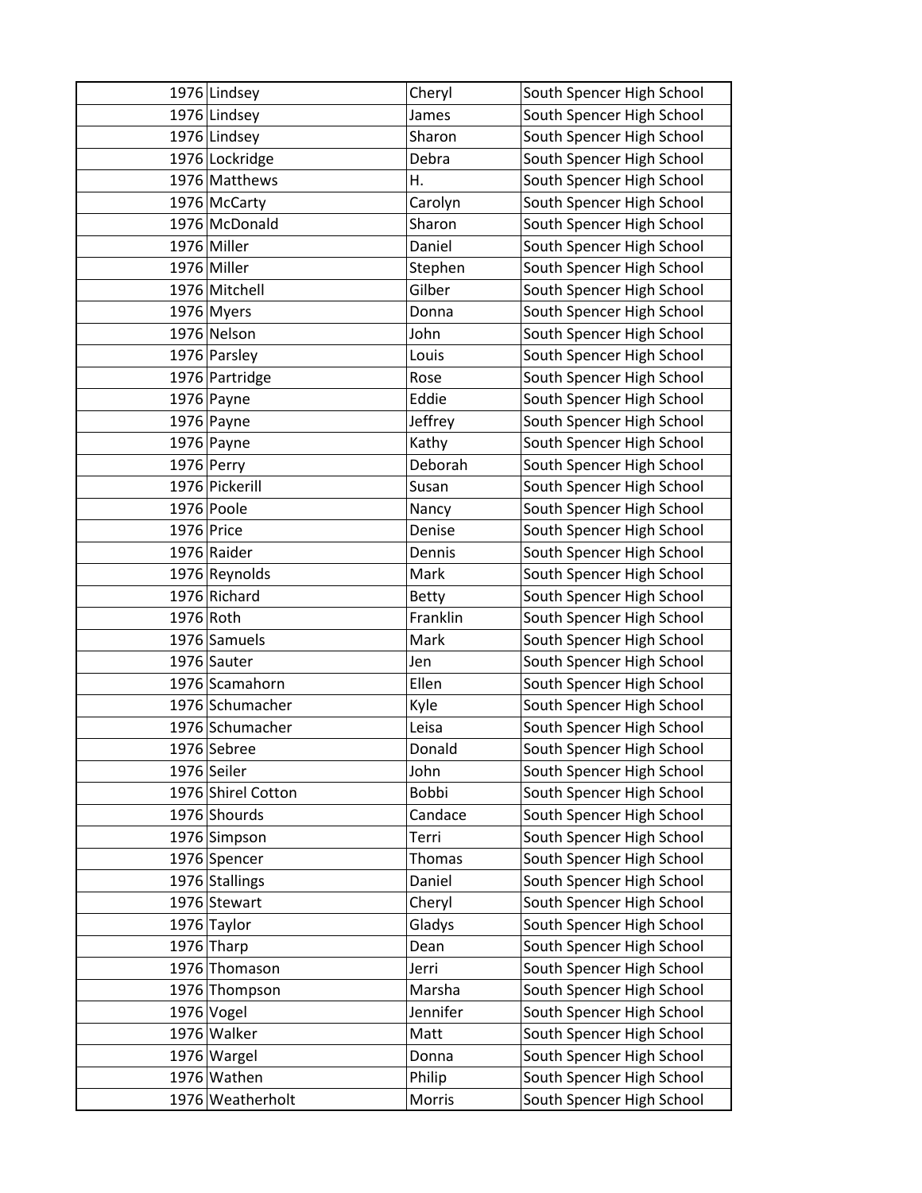| | | | |
|---|---|---|---|
| 1976 | Lindsey | Cheryl | South Spencer High School |
| 1976 | Lindsey | James | South Spencer High School |
| 1976 | Lindsey | Sharon | South Spencer High School |
| 1976 | Lockridge | Debra | South Spencer High School |
| 1976 | Matthews | H. | South Spencer High School |
| 1976 | McCarty | Carolyn | South Spencer High School |
| 1976 | McDonald | Sharon | South Spencer High School |
| 1976 | Miller | Daniel | South Spencer High School |
| 1976 | Miller | Stephen | South Spencer High School |
| 1976 | Mitchell | Gilber | South Spencer High School |
| 1976 | Myers | Donna | South Spencer High School |
| 1976 | Nelson | John | South Spencer High School |
| 1976 | Parsley | Louis | South Spencer High School |
| 1976 | Partridge | Rose | South Spencer High School |
| 1976 | Payne | Eddie | South Spencer High School |
| 1976 | Payne | Jeffrey | South Spencer High School |
| 1976 | Payne | Kathy | South Spencer High School |
| 1976 | Perry | Deborah | South Spencer High School |
| 1976 | Pickerill | Susan | South Spencer High School |
| 1976 | Poole | Nancy | South Spencer High School |
| 1976 | Price | Denise | South Spencer High School |
| 1976 | Raider | Dennis | South Spencer High School |
| 1976 | Reynolds | Mark | South Spencer High School |
| 1976 | Richard | Betty | South Spencer High School |
| 1976 | Roth | Franklin | South Spencer High School |
| 1976 | Samuels | Mark | South Spencer High School |
| 1976 | Sauter | Jen | South Spencer High School |
| 1976 | Scamahorn | Ellen | South Spencer High School |
| 1976 | Schumacher | Kyle | South Spencer High School |
| 1976 | Schumacher | Leisa | South Spencer High School |
| 1976 | Sebree | Donald | South Spencer High School |
| 1976 | Seiler | John | South Spencer High School |
| 1976 | Shirel Cotton | Bobbi | South Spencer High School |
| 1976 | Shourds | Candace | South Spencer High School |
| 1976 | Simpson | Terri | South Spencer High School |
| 1976 | Spencer | Thomas | South Spencer High School |
| 1976 | Stallings | Daniel | South Spencer High School |
| 1976 | Stewart | Cheryl | South Spencer High School |
| 1976 | Taylor | Gladys | South Spencer High School |
| 1976 | Tharp | Dean | South Spencer High School |
| 1976 | Thomason | Jerri | South Spencer High School |
| 1976 | Thompson | Marsha | South Spencer High School |
| 1976 | Vogel | Jennifer | South Spencer High School |
| 1976 | Walker | Matt | South Spencer High School |
| 1976 | Wargel | Donna | South Spencer High School |
| 1976 | Wathen | Philip | South Spencer High School |
| 1976 | Weatherholt | Morris | South Spencer High School |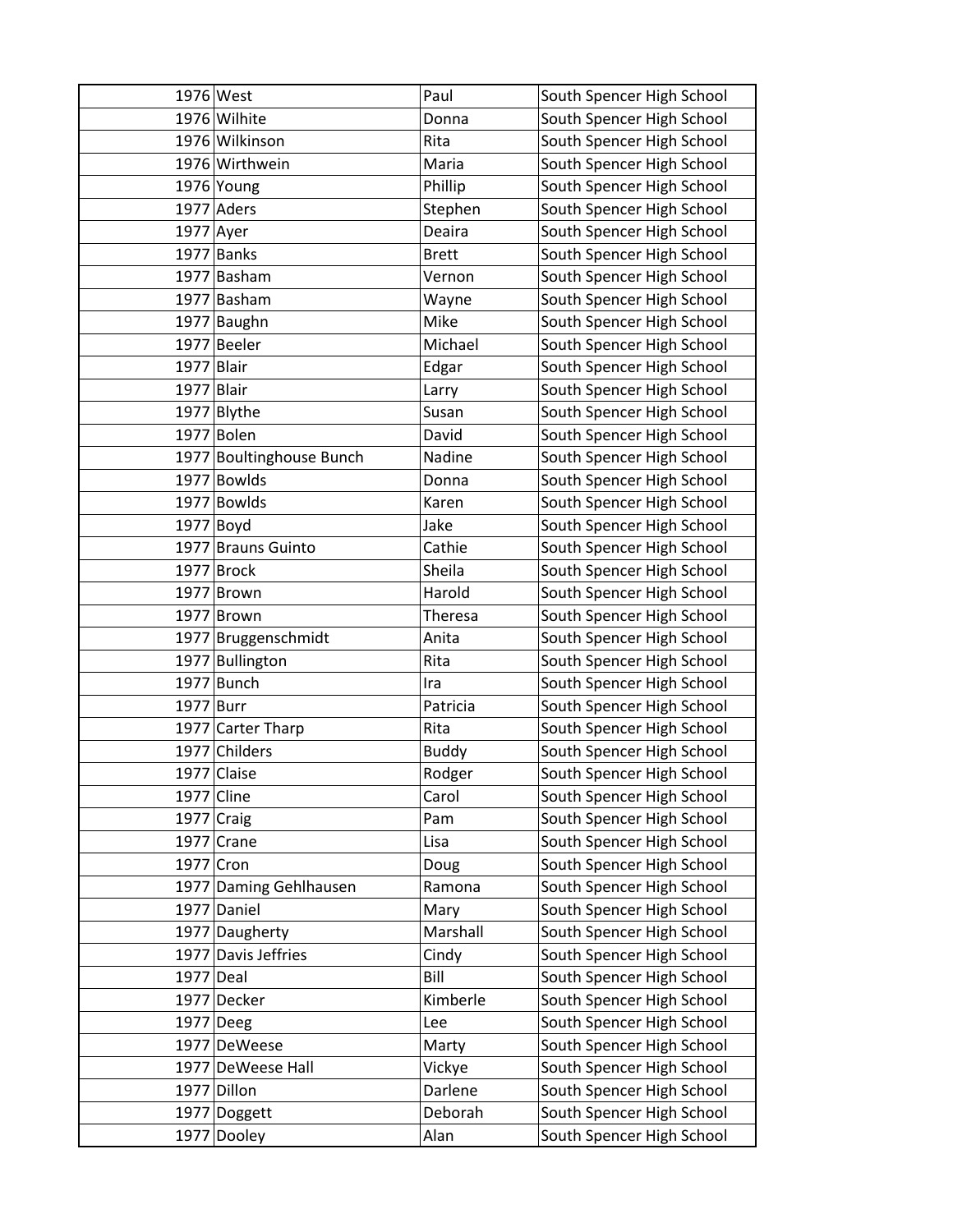| | | | |
|---|---|---|---|
| 1976 | West | Paul | South Spencer High School |
| 1976 | Wilhite | Donna | South Spencer High School |
| 1976 | Wilkinson | Rita | South Spencer High School |
| 1976 | Wirthwein | Maria | South Spencer High School |
| 1976 | Young | Phillip | South Spencer High School |
| 1977 | Aders | Stephen | South Spencer High School |
| 1977 | Ayer | Deaira | South Spencer High School |
| 1977 | Banks | Brett | South Spencer High School |
| 1977 | Basham | Vernon | South Spencer High School |
| 1977 | Basham | Wayne | South Spencer High School |
| 1977 | Baughn | Mike | South Spencer High School |
| 1977 | Beeler | Michael | South Spencer High School |
| 1977 | Blair | Edgar | South Spencer High School |
| 1977 | Blair | Larry | South Spencer High School |
| 1977 | Blythe | Susan | South Spencer High School |
| 1977 | Bolen | David | South Spencer High School |
| 1977 | Boultinghouse Bunch | Nadine | South Spencer High School |
| 1977 | Bowlds | Donna | South Spencer High School |
| 1977 | Bowlds | Karen | South Spencer High School |
| 1977 | Boyd | Jake | South Spencer High School |
| 1977 | Brauns Guinto | Cathie | South Spencer High School |
| 1977 | Brock | Sheila | South Spencer High School |
| 1977 | Brown | Harold | South Spencer High School |
| 1977 | Brown | Theresa | South Spencer High School |
| 1977 | Bruggenschmidt | Anita | South Spencer High School |
| 1977 | Bullington | Rita | South Spencer High School |
| 1977 | Bunch | Ira | South Spencer High School |
| 1977 | Burr | Patricia | South Spencer High School |
| 1977 | Carter Tharp | Rita | South Spencer High School |
| 1977 | Childers | Buddy | South Spencer High School |
| 1977 | Claise | Rodger | South Spencer High School |
| 1977 | Cline | Carol | South Spencer High School |
| 1977 | Craig | Pam | South Spencer High School |
| 1977 | Crane | Lisa | South Spencer High School |
| 1977 | Cron | Doug | South Spencer High School |
| 1977 | Daming Gehlhausen | Ramona | South Spencer High School |
| 1977 | Daniel | Mary | South Spencer High School |
| 1977 | Daugherty | Marshall | South Spencer High School |
| 1977 | Davis Jeffries | Cindy | South Spencer High School |
| 1977 | Deal | Bill | South Spencer High School |
| 1977 | Decker | Kimberle | South Spencer High School |
| 1977 | Deeg | Lee | South Spencer High School |
| 1977 | DeWeese | Marty | South Spencer High School |
| 1977 | DeWeese Hall | Vickye | South Spencer High School |
| 1977 | Dillon | Darlene | South Spencer High School |
| 1977 | Doggett | Deborah | South Spencer High School |
| 1977 | Dooley | Alan | South Spencer High School |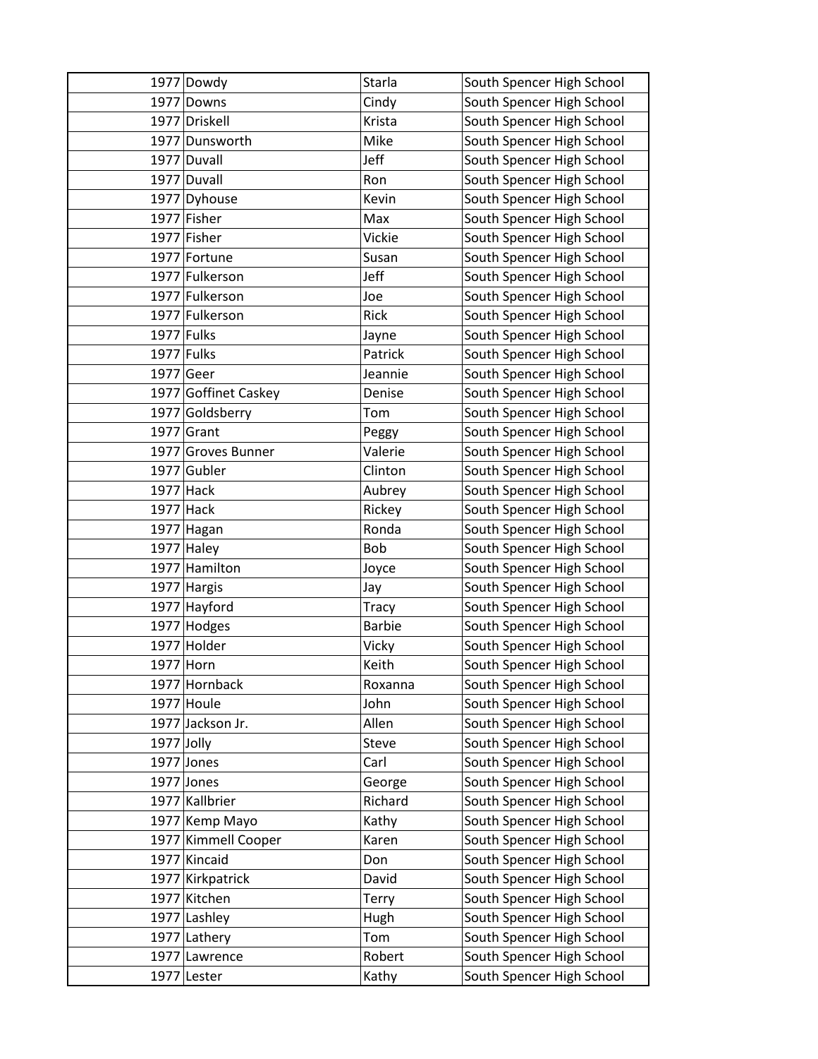| | | | |
|---|---|---|---|
| 1977 | Dowdy | Starla | South Spencer High School |
| 1977 | Downs | Cindy | South Spencer High School |
| 1977 | Driskell | Krista | South Spencer High School |
| 1977 | Dunsworth | Mike | South Spencer High School |
| 1977 | Duvall | Jeff | South Spencer High School |
| 1977 | Duvall | Ron | South Spencer High School |
| 1977 | Dyhouse | Kevin | South Spencer High School |
| 1977 | Fisher | Max | South Spencer High School |
| 1977 | Fisher | Vickie | South Spencer High School |
| 1977 | Fortune | Susan | South Spencer High School |
| 1977 | Fulkerson | Jeff | South Spencer High School |
| 1977 | Fulkerson | Joe | South Spencer High School |
| 1977 | Fulkerson | Rick | South Spencer High School |
| 1977 | Fulks | Jayne | South Spencer High School |
| 1977 | Fulks | Patrick | South Spencer High School |
| 1977 | Geer | Jeannie | South Spencer High School |
| 1977 | Goffinet Caskey | Denise | South Spencer High School |
| 1977 | Goldsberry | Tom | South Spencer High School |
| 1977 | Grant | Peggy | South Spencer High School |
| 1977 | Groves Bunner | Valerie | South Spencer High School |
| 1977 | Gubler | Clinton | South Spencer High School |
| 1977 | Hack | Aubrey | South Spencer High School |
| 1977 | Hack | Rickey | South Spencer High School |
| 1977 | Hagan | Ronda | South Spencer High School |
| 1977 | Haley | Bob | South Spencer High School |
| 1977 | Hamilton | Joyce | South Spencer High School |
| 1977 | Hargis | Jay | South Spencer High School |
| 1977 | Hayford | Tracy | South Spencer High School |
| 1977 | Hodges | Barbie | South Spencer High School |
| 1977 | Holder | Vicky | South Spencer High School |
| 1977 | Horn | Keith | South Spencer High School |
| 1977 | Hornback | Roxanna | South Spencer High School |
| 1977 | Houle | John | South Spencer High School |
| 1977 | Jackson Jr. | Allen | South Spencer High School |
| 1977 | Jolly | Steve | South Spencer High School |
| 1977 | Jones | Carl | South Spencer High School |
| 1977 | Jones | George | South Spencer High School |
| 1977 | Kallbrier | Richard | South Spencer High School |
| 1977 | Kemp Mayo | Kathy | South Spencer High School |
| 1977 | Kimmell Cooper | Karen | South Spencer High School |
| 1977 | Kincaid | Don | South Spencer High School |
| 1977 | Kirkpatrick | David | South Spencer High School |
| 1977 | Kitchen | Terry | South Spencer High School |
| 1977 | Lashley | Hugh | South Spencer High School |
| 1977 | Lathery | Tom | South Spencer High School |
| 1977 | Lawrence | Robert | South Spencer High School |
| 1977 | Lester | Kathy | South Spencer High School |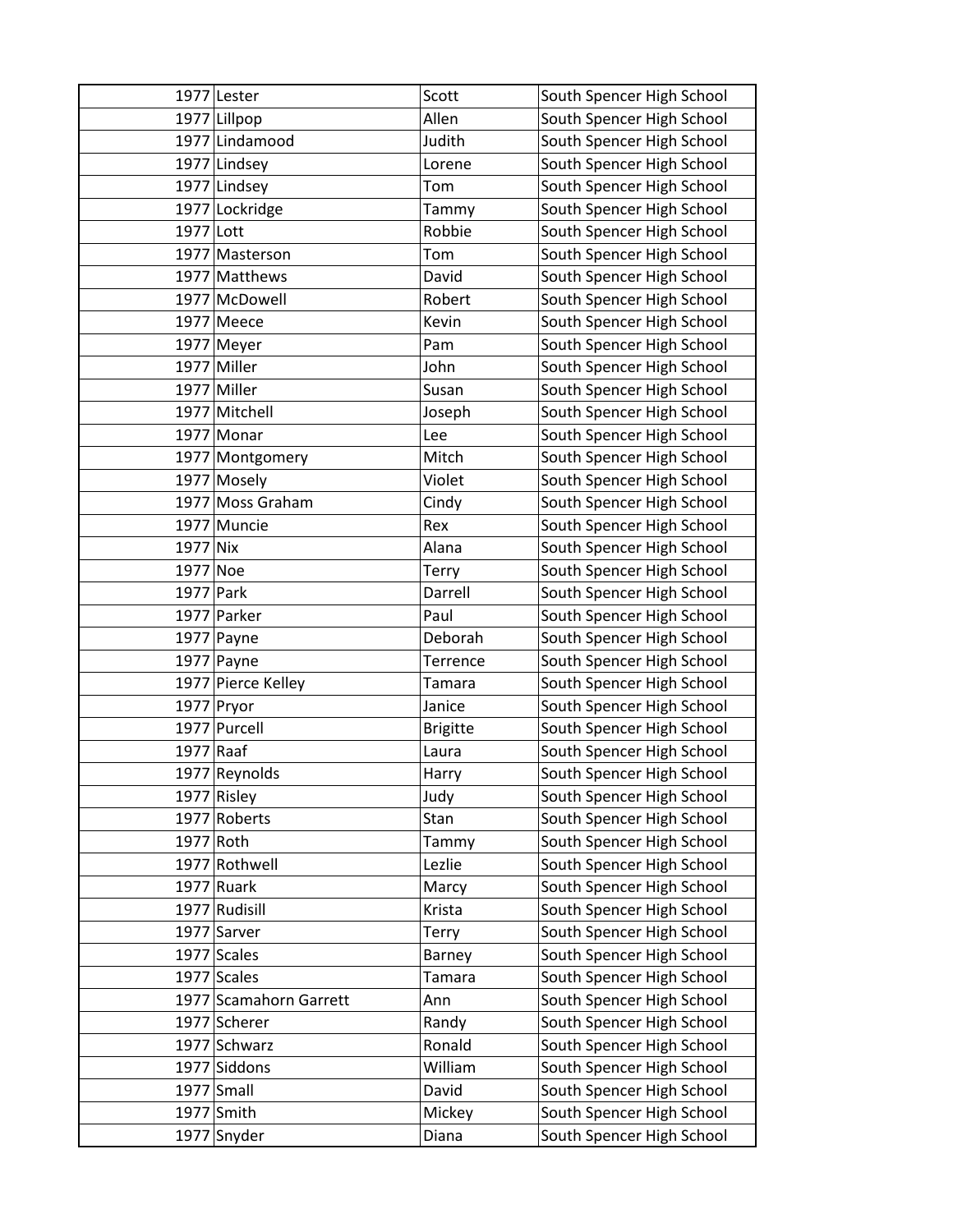| 1977 | Lester | Scott | South Spencer High School |
|---|---|---|---|
| 1977 | Lillpop | Allen | South Spencer High School |
| 1977 | Lindamood | Judith | South Spencer High School |
| 1977 | Lindsey | Lorene | South Spencer High School |
| 1977 | Lindsey | Tom | South Spencer High School |
| 1977 | Lockridge | Tammy | South Spencer High School |
| 1977 | Lott | Robbie | South Spencer High School |
| 1977 | Masterson | Tom | South Spencer High School |
| 1977 | Matthews | David | South Spencer High School |
| 1977 | McDowell | Robert | South Spencer High School |
| 1977 | Meece | Kevin | South Spencer High School |
| 1977 | Meyer | Pam | South Spencer High School |
| 1977 | Miller | John | South Spencer High School |
| 1977 | Miller | Susan | South Spencer High School |
| 1977 | Mitchell | Joseph | South Spencer High School |
| 1977 | Monar | Lee | South Spencer High School |
| 1977 | Montgomery | Mitch | South Spencer High School |
| 1977 | Mosely | Violet | South Spencer High School |
| 1977 | Moss Graham | Cindy | South Spencer High School |
| 1977 | Muncie | Rex | South Spencer High School |
| 1977 | Nix | Alana | South Spencer High School |
| 1977 | Noe | Terry | South Spencer High School |
| 1977 | Park | Darrell | South Spencer High School |
| 1977 | Parker | Paul | South Spencer High School |
| 1977 | Payne | Deborah | South Spencer High School |
| 1977 | Payne | Terrence | South Spencer High School |
| 1977 | Pierce Kelley | Tamara | South Spencer High School |
| 1977 | Pryor | Janice | South Spencer High School |
| 1977 | Purcell | Brigitte | South Spencer High School |
| 1977 | Raaf | Laura | South Spencer High School |
| 1977 | Reynolds | Harry | South Spencer High School |
| 1977 | Risley | Judy | South Spencer High School |
| 1977 | Roberts | Stan | South Spencer High School |
| 1977 | Roth | Tammy | South Spencer High School |
| 1977 | Rothwell | Lezlie | South Spencer High School |
| 1977 | Ruark | Marcy | South Spencer High School |
| 1977 | Rudisill | Krista | South Spencer High School |
| 1977 | Sarver | Terry | South Spencer High School |
| 1977 | Scales | Barney | South Spencer High School |
| 1977 | Scales | Tamara | South Spencer High School |
| 1977 | Scamahorn Garrett | Ann | South Spencer High School |
| 1977 | Scherer | Randy | South Spencer High School |
| 1977 | Schwarz | Ronald | South Spencer High School |
| 1977 | Siddons | William | South Spencer High School |
| 1977 | Small | David | South Spencer High School |
| 1977 | Smith | Mickey | South Spencer High School |
| 1977 | Snyder | Diana | South Spencer High School |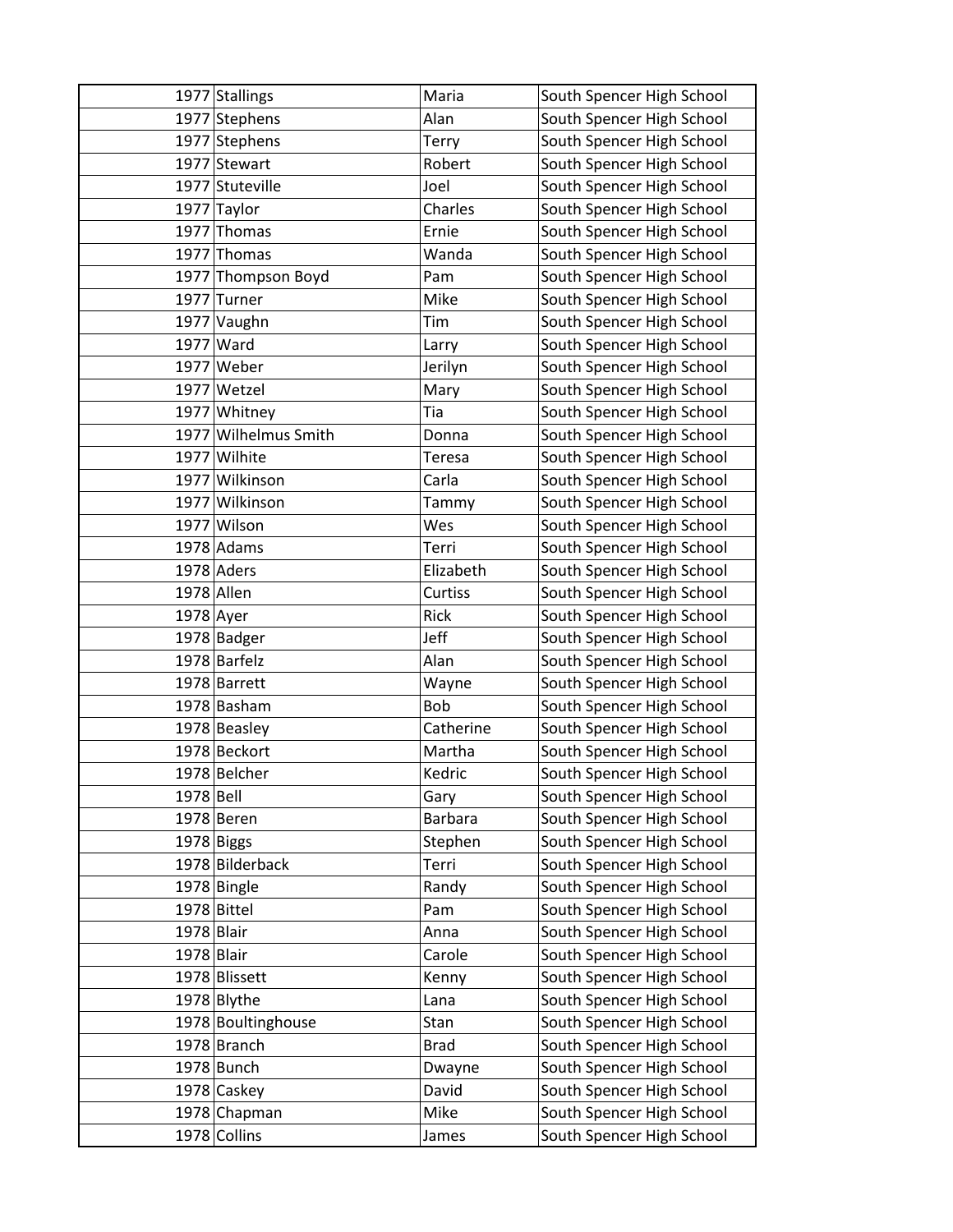| 1977 | Stallings | Maria | South Spencer High School |
|---|---|---|---|
| 1977 | Stephens | Alan | South Spencer High School |
| 1977 | Stephens | Terry | South Spencer High School |
| 1977 | Stewart | Robert | South Spencer High School |
| 1977 | Stuteville | Joel | South Spencer High School |
| 1977 | Taylor | Charles | South Spencer High School |
| 1977 | Thomas | Ernie | South Spencer High School |
| 1977 | Thomas | Wanda | South Spencer High School |
| 1977 | Thompson Boyd | Pam | South Spencer High School |
| 1977 | Turner | Mike | South Spencer High School |
| 1977 | Vaughn | Tim | South Spencer High School |
| 1977 | Ward | Larry | South Spencer High School |
| 1977 | Weber | Jerilyn | South Spencer High School |
| 1977 | Wetzel | Mary | South Spencer High School |
| 1977 | Whitney | Tia | South Spencer High School |
| 1977 | Wilhelmus Smith | Donna | South Spencer High School |
| 1977 | Wilhite | Teresa | South Spencer High School |
| 1977 | Wilkinson | Carla | South Spencer High School |
| 1977 | Wilkinson | Tammy | South Spencer High School |
| 1977 | Wilson | Wes | South Spencer High School |
| 1978 | Adams | Terri | South Spencer High School |
| 1978 | Aders | Elizabeth | South Spencer High School |
| 1978 | Allen | Curtiss | South Spencer High School |
| 1978 | Ayer | Rick | South Spencer High School |
| 1978 | Badger | Jeff | South Spencer High School |
| 1978 | Barfelz | Alan | South Spencer High School |
| 1978 | Barrett | Wayne | South Spencer High School |
| 1978 | Basham | Bob | South Spencer High School |
| 1978 | Beasley | Catherine | South Spencer High School |
| 1978 | Beckort | Martha | South Spencer High School |
| 1978 | Belcher | Kedric | South Spencer High School |
| 1978 | Bell | Gary | South Spencer High School |
| 1978 | Beren | Barbara | South Spencer High School |
| 1978 | Biggs | Stephen | South Spencer High School |
| 1978 | Bilderback | Terri | South Spencer High School |
| 1978 | Bingle | Randy | South Spencer High School |
| 1978 | Bittel | Pam | South Spencer High School |
| 1978 | Blair | Anna | South Spencer High School |
| 1978 | Blair | Carole | South Spencer High School |
| 1978 | Blissett | Kenny | South Spencer High School |
| 1978 | Blythe | Lana | South Spencer High School |
| 1978 | Boultinghouse | Stan | South Spencer High School |
| 1978 | Branch | Brad | South Spencer High School |
| 1978 | Bunch | Dwayne | South Spencer High School |
| 1978 | Caskey | David | South Spencer High School |
| 1978 | Chapman | Mike | South Spencer High School |
| 1978 | Collins | James | South Spencer High School |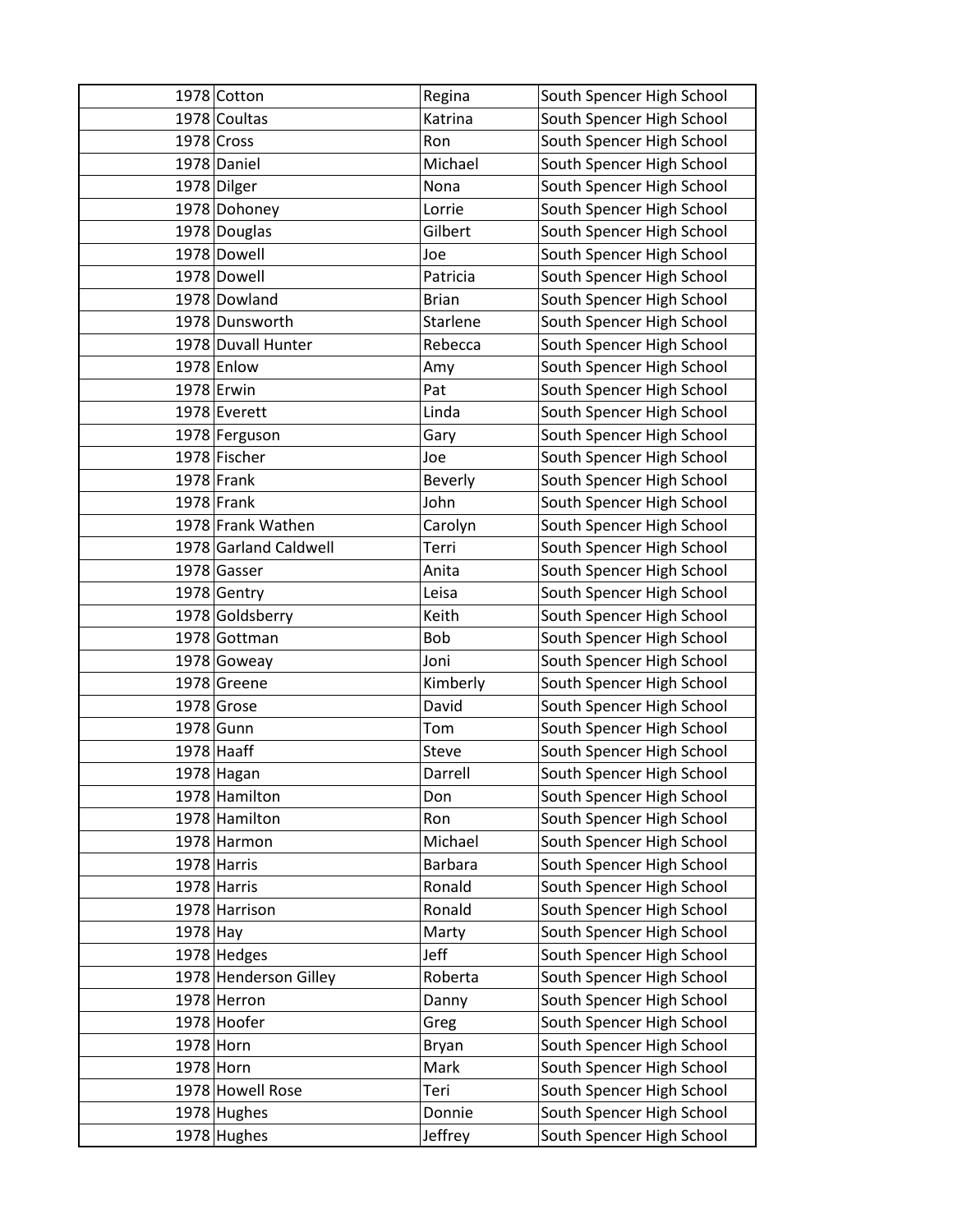| | | | |
|---|---|---|---|
| 1978 | Cotton | Regina | South Spencer High School |
| 1978 | Coultas | Katrina | South Spencer High School |
| 1978 | Cross | Ron | South Spencer High School |
| 1978 | Daniel | Michael | South Spencer High School |
| 1978 | Dilger | Nona | South Spencer High School |
| 1978 | Dohoney | Lorrie | South Spencer High School |
| 1978 | Douglas | Gilbert | South Spencer High School |
| 1978 | Dowell | Joe | South Spencer High School |
| 1978 | Dowell | Patricia | South Spencer High School |
| 1978 | Dowland | Brian | South Spencer High School |
| 1978 | Dunsworth | Starlene | South Spencer High School |
| 1978 | Duvall Hunter | Rebecca | South Spencer High School |
| 1978 | Enlow | Amy | South Spencer High School |
| 1978 | Erwin | Pat | South Spencer High School |
| 1978 | Everett | Linda | South Spencer High School |
| 1978 | Ferguson | Gary | South Spencer High School |
| 1978 | Fischer | Joe | South Spencer High School |
| 1978 | Frank | Beverly | South Spencer High School |
| 1978 | Frank | John | South Spencer High School |
| 1978 | Frank Wathen | Carolyn | South Spencer High School |
| 1978 | Garland Caldwell | Terri | South Spencer High School |
| 1978 | Gasser | Anita | South Spencer High School |
| 1978 | Gentry | Leisa | South Spencer High School |
| 1978 | Goldsberry | Keith | South Spencer High School |
| 1978 | Gottman | Bob | South Spencer High School |
| 1978 | Goweay | Joni | South Spencer High School |
| 1978 | Greene | Kimberly | South Spencer High School |
| 1978 | Grose | David | South Spencer High School |
| 1978 | Gunn | Tom | South Spencer High School |
| 1978 | Haaff | Steve | South Spencer High School |
| 1978 | Hagan | Darrell | South Spencer High School |
| 1978 | Hamilton | Don | South Spencer High School |
| 1978 | Hamilton | Ron | South Spencer High School |
| 1978 | Harmon | Michael | South Spencer High School |
| 1978 | Harris | Barbara | South Spencer High School |
| 1978 | Harris | Ronald | South Spencer High School |
| 1978 | Harrison | Ronald | South Spencer High School |
| 1978 | Hay | Marty | South Spencer High School |
| 1978 | Hedges | Jeff | South Spencer High School |
| 1978 | Henderson Gilley | Roberta | South Spencer High School |
| 1978 | Herron | Danny | South Spencer High School |
| 1978 | Hoofer | Greg | South Spencer High School |
| 1978 | Horn | Bryan | South Spencer High School |
| 1978 | Horn | Mark | South Spencer High School |
| 1978 | Howell Rose | Teri | South Spencer High School |
| 1978 | Hughes | Donnie | South Spencer High School |
| 1978 | Hughes | Jeffrey | South Spencer High School |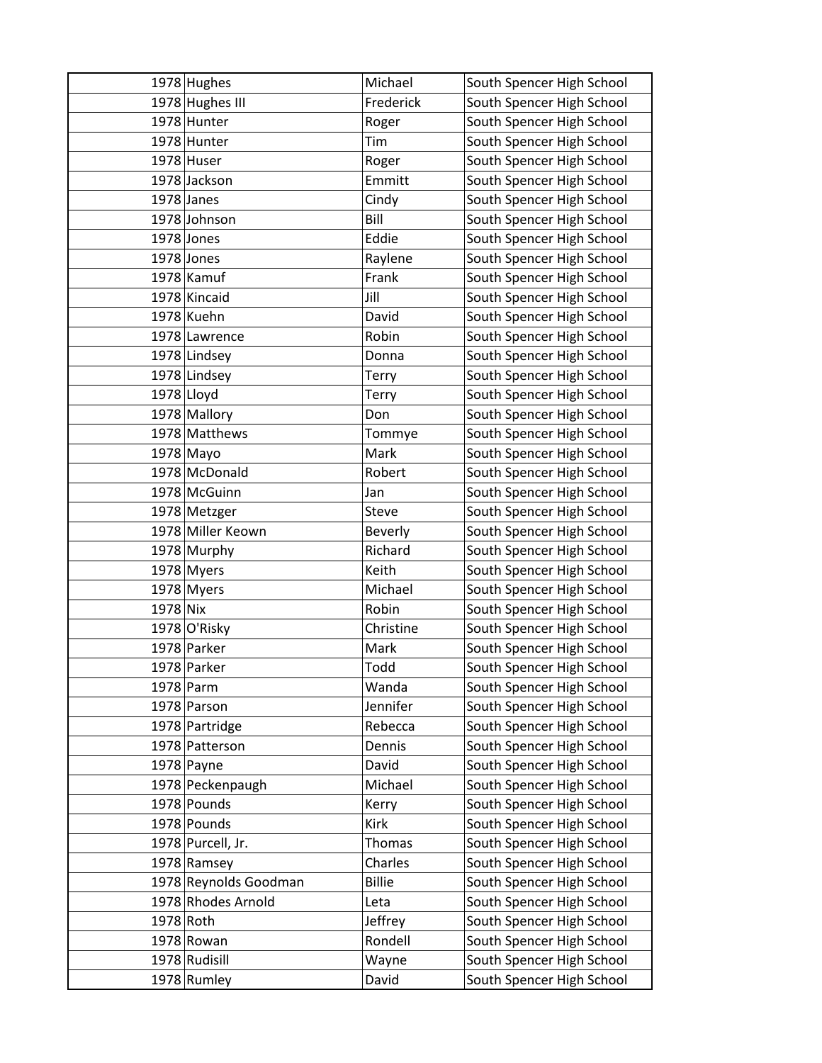| | | | |
|---|---|---|---|
| 1978 | Hughes | Michael | South Spencer High School |
| 1978 | Hughes III | Frederick | South Spencer High School |
| 1978 | Hunter | Roger | South Spencer High School |
| 1978 | Hunter | Tim | South Spencer High School |
| 1978 | Huser | Roger | South Spencer High School |
| 1978 | Jackson | Emmitt | South Spencer High School |
| 1978 | Janes | Cindy | South Spencer High School |
| 1978 | Johnson | Bill | South Spencer High School |
| 1978 | Jones | Eddie | South Spencer High School |
| 1978 | Jones | Raylene | South Spencer High School |
| 1978 | Kamuf | Frank | South Spencer High School |
| 1978 | Kincaid | Jill | South Spencer High School |
| 1978 | Kuehn | David | South Spencer High School |
| 1978 | Lawrence | Robin | South Spencer High School |
| 1978 | Lindsey | Donna | South Spencer High School |
| 1978 | Lindsey | Terry | South Spencer High School |
| 1978 | Lloyd | Terry | South Spencer High School |
| 1978 | Mallory | Don | South Spencer High School |
| 1978 | Matthews | Tommye | South Spencer High School |
| 1978 | Mayo | Mark | South Spencer High School |
| 1978 | McDonald | Robert | South Spencer High School |
| 1978 | McGuinn | Jan | South Spencer High School |
| 1978 | Metzger | Steve | South Spencer High School |
| 1978 | Miller Keown | Beverly | South Spencer High School |
| 1978 | Murphy | Richard | South Spencer High School |
| 1978 | Myers | Keith | South Spencer High School |
| 1978 | Myers | Michael | South Spencer High School |
| 1978 | Nix | Robin | South Spencer High School |
| 1978 | O'Risky | Christine | South Spencer High School |
| 1978 | Parker | Mark | South Spencer High School |
| 1978 | Parker | Todd | South Spencer High School |
| 1978 | Parm | Wanda | South Spencer High School |
| 1978 | Parson | Jennifer | South Spencer High School |
| 1978 | Partridge | Rebecca | South Spencer High School |
| 1978 | Patterson | Dennis | South Spencer High School |
| 1978 | Payne | David | South Spencer High School |
| 1978 | Peckenpaugh | Michael | South Spencer High School |
| 1978 | Pounds | Kerry | South Spencer High School |
| 1978 | Pounds | Kirk | South Spencer High School |
| 1978 | Purcell, Jr. | Thomas | South Spencer High School |
| 1978 | Ramsey | Charles | South Spencer High School |
| 1978 | Reynolds Goodman | Billie | South Spencer High School |
| 1978 | Rhodes Arnold | Leta | South Spencer High School |
| 1978 | Roth | Jeffrey | South Spencer High School |
| 1978 | Rowan | Rondell | South Spencer High School |
| 1978 | Rudisill | Wayne | South Spencer High School |
| 1978 | Rumley | David | South Spencer High School |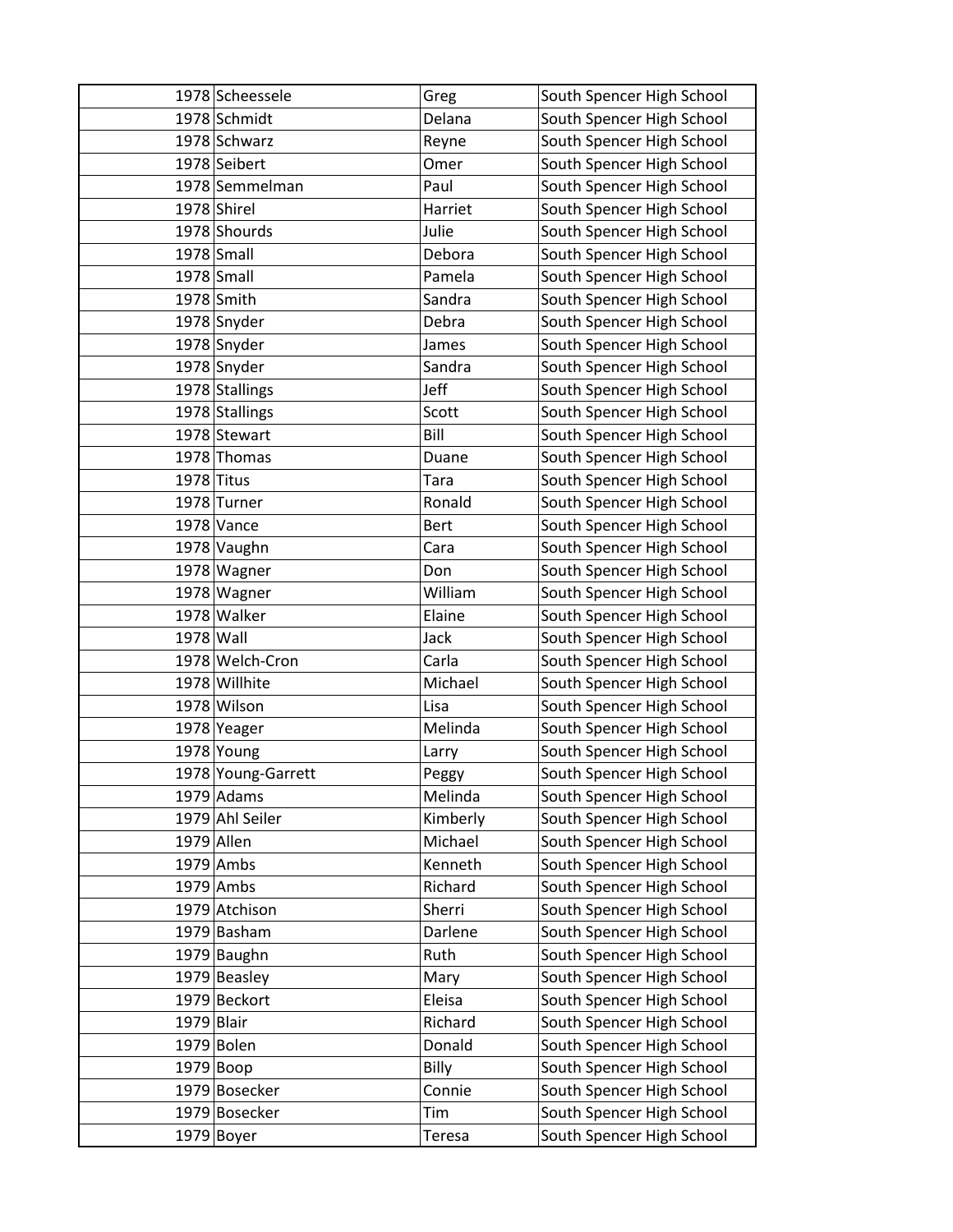| | | | |
|---|---|---|---|
| 1978 | Scheessele | Greg | South Spencer High School |
| 1978 | Schmidt | Delana | South Spencer High School |
| 1978 | Schwarz | Reyne | South Spencer High School |
| 1978 | Seibert | Omer | South Spencer High School |
| 1978 | Semmelman | Paul | South Spencer High School |
| 1978 | Shirel | Harriet | South Spencer High School |
| 1978 | Shourds | Julie | South Spencer High School |
| 1978 | Small | Debora | South Spencer High School |
| 1978 | Small | Pamela | South Spencer High School |
| 1978 | Smith | Sandra | South Spencer High School |
| 1978 | Snyder | Debra | South Spencer High School |
| 1978 | Snyder | James | South Spencer High School |
| 1978 | Snyder | Sandra | South Spencer High School |
| 1978 | Stallings | Jeff | South Spencer High School |
| 1978 | Stallings | Scott | South Spencer High School |
| 1978 | Stewart | Bill | South Spencer High School |
| 1978 | Thomas | Duane | South Spencer High School |
| 1978 | Titus | Tara | South Spencer High School |
| 1978 | Turner | Ronald | South Spencer High School |
| 1978 | Vance | Bert | South Spencer High School |
| 1978 | Vaughn | Cara | South Spencer High School |
| 1978 | Wagner | Don | South Spencer High School |
| 1978 | Wagner | William | South Spencer High School |
| 1978 | Walker | Elaine | South Spencer High School |
| 1978 | Wall | Jack | South Spencer High School |
| 1978 | Welch-Cron | Carla | South Spencer High School |
| 1978 | Willhite | Michael | South Spencer High School |
| 1978 | Wilson | Lisa | South Spencer High School |
| 1978 | Yeager | Melinda | South Spencer High School |
| 1978 | Young | Larry | South Spencer High School |
| 1978 | Young-Garrett | Peggy | South Spencer High School |
| 1979 | Adams | Melinda | South Spencer High School |
| 1979 | Ahl Seiler | Kimberly | South Spencer High School |
| 1979 | Allen | Michael | South Spencer High School |
| 1979 | Ambs | Kenneth | South Spencer High School |
| 1979 | Ambs | Richard | South Spencer High School |
| 1979 | Atchison | Sherri | South Spencer High School |
| 1979 | Basham | Darlene | South Spencer High School |
| 1979 | Baughn | Ruth | South Spencer High School |
| 1979 | Beasley | Mary | South Spencer High School |
| 1979 | Beckort | Eleisa | South Spencer High School |
| 1979 | Blair | Richard | South Spencer High School |
| 1979 | Bolen | Donald | South Spencer High School |
| 1979 | Boop | Billy | South Spencer High School |
| 1979 | Bosecker | Connie | South Spencer High School |
| 1979 | Bosecker | Tim | South Spencer High School |
| 1979 | Boyer | Teresa | South Spencer High School |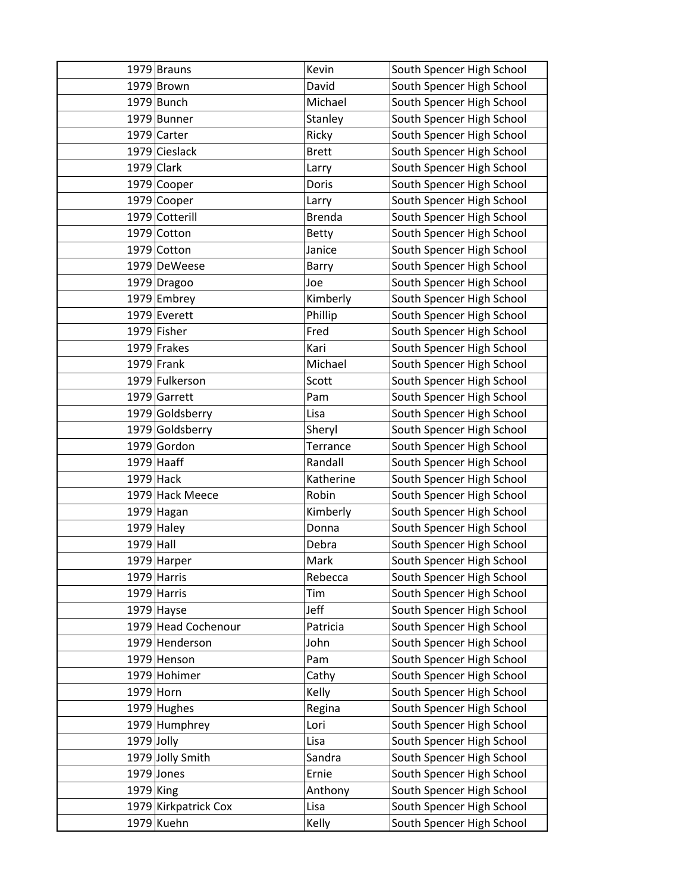| | | | |
|---|---|---|---|
| 1979 | Brauns | Kevin | South Spencer High School |
| 1979 | Brown | David | South Spencer High School |
| 1979 | Bunch | Michael | South Spencer High School |
| 1979 | Bunner | Stanley | South Spencer High School |
| 1979 | Carter | Ricky | South Spencer High School |
| 1979 | Cieslack | Brett | South Spencer High School |
| 1979 | Clark | Larry | South Spencer High School |
| 1979 | Cooper | Doris | South Spencer High School |
| 1979 | Cooper | Larry | South Spencer High School |
| 1979 | Cotterill | Brenda | South Spencer High School |
| 1979 | Cotton | Betty | South Spencer High School |
| 1979 | Cotton | Janice | South Spencer High School |
| 1979 | DeWeese | Barry | South Spencer High School |
| 1979 | Dragoo | Joe | South Spencer High School |
| 1979 | Embrey | Kimberly | South Spencer High School |
| 1979 | Everett | Phillip | South Spencer High School |
| 1979 | Fisher | Fred | South Spencer High School |
| 1979 | Frakes | Kari | South Spencer High School |
| 1979 | Frank | Michael | South Spencer High School |
| 1979 | Fulkerson | Scott | South Spencer High School |
| 1979 | Garrett | Pam | South Spencer High School |
| 1979 | Goldsberry | Lisa | South Spencer High School |
| 1979 | Goldsberry | Sheryl | South Spencer High School |
| 1979 | Gordon | Terrance | South Spencer High School |
| 1979 | Haaff | Randall | South Spencer High School |
| 1979 | Hack | Katherine | South Spencer High School |
| 1979 | Hack Meece | Robin | South Spencer High School |
| 1979 | Hagan | Kimberly | South Spencer High School |
| 1979 | Haley | Donna | South Spencer High School |
| 1979 | Hall | Debra | South Spencer High School |
| 1979 | Harper | Mark | South Spencer High School |
| 1979 | Harris | Rebecca | South Spencer High School |
| 1979 | Harris | Tim | South Spencer High School |
| 1979 | Hayse | Jeff | South Spencer High School |
| 1979 | Head Cochenour | Patricia | South Spencer High School |
| 1979 | Henderson | John | South Spencer High School |
| 1979 | Henson | Pam | South Spencer High School |
| 1979 | Hohimer | Cathy | South Spencer High School |
| 1979 | Horn | Kelly | South Spencer High School |
| 1979 | Hughes | Regina | South Spencer High School |
| 1979 | Humphrey | Lori | South Spencer High School |
| 1979 | Jolly | Lisa | South Spencer High School |
| 1979 | Jolly Smith | Sandra | South Spencer High School |
| 1979 | Jones | Ernie | South Spencer High School |
| 1979 | King | Anthony | South Spencer High School |
| 1979 | Kirkpatrick Cox | Lisa | South Spencer High School |
| 1979 | Kuehn | Kelly | South Spencer High School |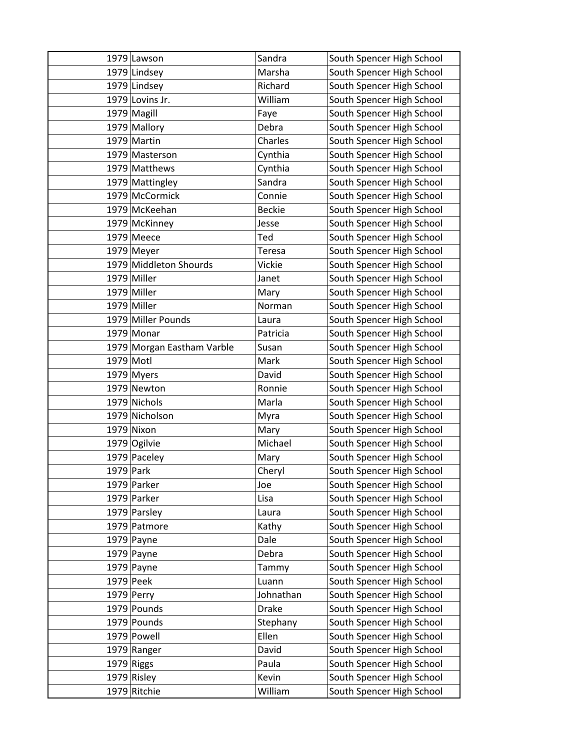| | | | |
|---|---|---|---|
| 1979 | Lawson | Sandra | South Spencer High School |
| 1979 | Lindsey | Marsha | South Spencer High School |
| 1979 | Lindsey | Richard | South Spencer High School |
| 1979 | Lovins Jr. | William | South Spencer High School |
| 1979 | Magill | Faye | South Spencer High School |
| 1979 | Mallory | Debra | South Spencer High School |
| 1979 | Martin | Charles | South Spencer High School |
| 1979 | Masterson | Cynthia | South Spencer High School |
| 1979 | Matthews | Cynthia | South Spencer High School |
| 1979 | Mattingley | Sandra | South Spencer High School |
| 1979 | McCormick | Connie | South Spencer High School |
| 1979 | McKeehan | Beckie | South Spencer High School |
| 1979 | McKinney | Jesse | South Spencer High School |
| 1979 | Meece | Ted | South Spencer High School |
| 1979 | Meyer | Teresa | South Spencer High School |
| 1979 | Middleton Shourds | Vickie | South Spencer High School |
| 1979 | Miller | Janet | South Spencer High School |
| 1979 | Miller | Mary | South Spencer High School |
| 1979 | Miller | Norman | South Spencer High School |
| 1979 | Miller Pounds | Laura | South Spencer High School |
| 1979 | Monar | Patricia | South Spencer High School |
| 1979 | Morgan Eastham Varble | Susan | South Spencer High School |
| 1979 | Motl | Mark | South Spencer High School |
| 1979 | Myers | David | South Spencer High School |
| 1979 | Newton | Ronnie | South Spencer High School |
| 1979 | Nichols | Marla | South Spencer High School |
| 1979 | Nicholson | Myra | South Spencer High School |
| 1979 | Nixon | Mary | South Spencer High School |
| 1979 | Ogilvie | Michael | South Spencer High School |
| 1979 | Paceley | Mary | South Spencer High School |
| 1979 | Park | Cheryl | South Spencer High School |
| 1979 | Parker | Joe | South Spencer High School |
| 1979 | Parker | Lisa | South Spencer High School |
| 1979 | Parsley | Laura | South Spencer High School |
| 1979 | Patmore | Kathy | South Spencer High School |
| 1979 | Payne | Dale | South Spencer High School |
| 1979 | Payne | Debra | South Spencer High School |
| 1979 | Payne | Tammy | South Spencer High School |
| 1979 | Peek | Luann | South Spencer High School |
| 1979 | Perry | Johnathan | South Spencer High School |
| 1979 | Pounds | Drake | South Spencer High School |
| 1979 | Pounds | Stephany | South Spencer High School |
| 1979 | Powell | Ellen | South Spencer High School |
| 1979 | Ranger | David | South Spencer High School |
| 1979 | Riggs | Paula | South Spencer High School |
| 1979 | Risley | Kevin | South Spencer High School |
| 1979 | Ritchie | William | South Spencer High School |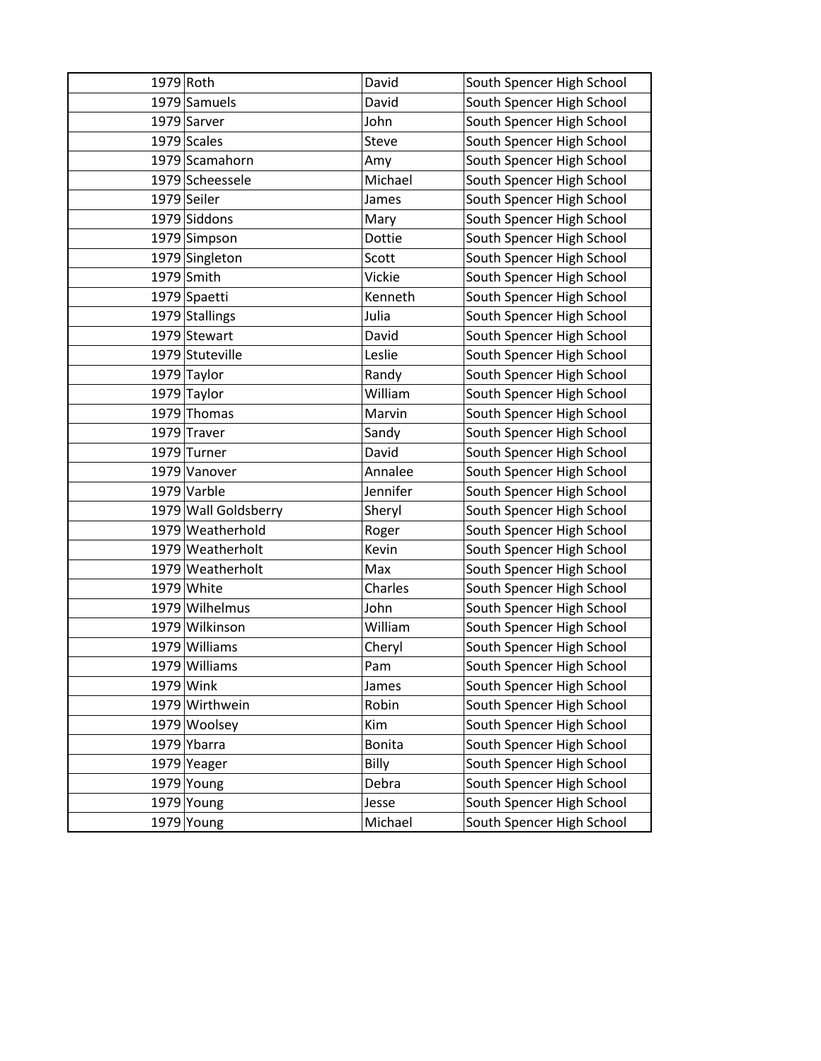| | | | |
|---|---|---|---|
| 1979 | Roth | David | South Spencer High School |
| 1979 | Samuels | David | South Spencer High School |
| 1979 | Sarver | John | South Spencer High School |
| 1979 | Scales | Steve | South Spencer High School |
| 1979 | Scamahorn | Amy | South Spencer High School |
| 1979 | Scheessele | Michael | South Spencer High School |
| 1979 | Seiler | James | South Spencer High School |
| 1979 | Siddons | Mary | South Spencer High School |
| 1979 | Simpson | Dottie | South Spencer High School |
| 1979 | Singleton | Scott | South Spencer High School |
| 1979 | Smith | Vickie | South Spencer High School |
| 1979 | Spaetti | Kenneth | South Spencer High School |
| 1979 | Stallings | Julia | South Spencer High School |
| 1979 | Stewart | David | South Spencer High School |
| 1979 | Stuteville | Leslie | South Spencer High School |
| 1979 | Taylor | Randy | South Spencer High School |
| 1979 | Taylor | William | South Spencer High School |
| 1979 | Thomas | Marvin | South Spencer High School |
| 1979 | Traver | Sandy | South Spencer High School |
| 1979 | Turner | David | South Spencer High School |
| 1979 | Vanover | Annalee | South Spencer High School |
| 1979 | Varble | Jennifer | South Spencer High School |
| 1979 | Wall Goldsberry | Sheryl | South Spencer High School |
| 1979 | Weatherhold | Roger | South Spencer High School |
| 1979 | Weatherholt | Kevin | South Spencer High School |
| 1979 | Weatherholt | Max | South Spencer High School |
| 1979 | White | Charles | South Spencer High School |
| 1979 | Wilhelmus | John | South Spencer High School |
| 1979 | Wilkinson | William | South Spencer High School |
| 1979 | Williams | Cheryl | South Spencer High School |
| 1979 | Williams | Pam | South Spencer High School |
| 1979 | Wink | James | South Spencer High School |
| 1979 | Wirthwein | Robin | South Spencer High School |
| 1979 | Woolsey | Kim | South Spencer High School |
| 1979 | Ybarra | Bonita | South Spencer High School |
| 1979 | Yeager | Billy | South Spencer High School |
| 1979 | Young | Debra | South Spencer High School |
| 1979 | Young | Jesse | South Spencer High School |
| 1979 | Young | Michael | South Spencer High School |